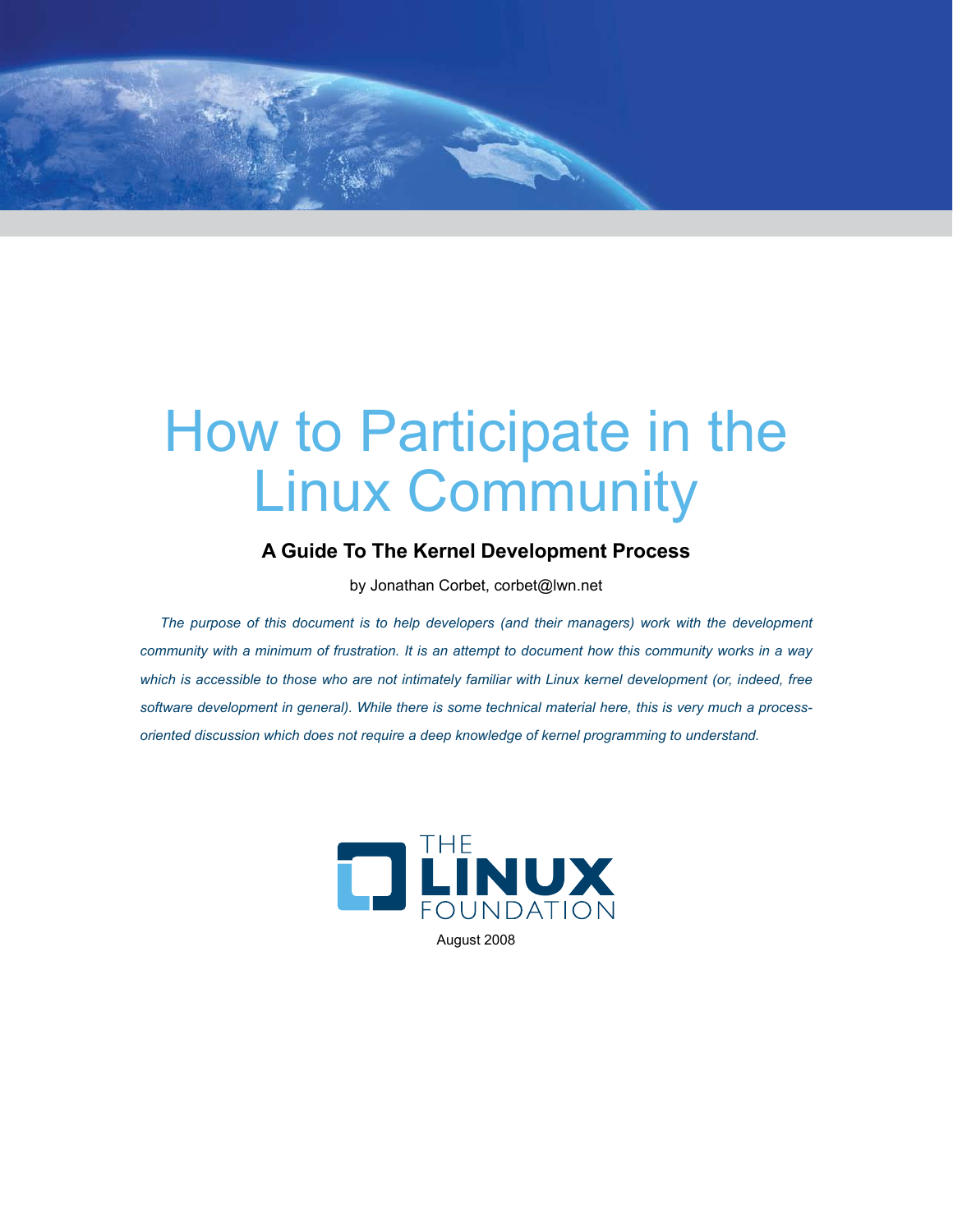# How to Participate in the Linux Community

## A Guide To The Kernel Development Process

by Jonathan Corbet, corbet@lwn.net

*The purpose of this document is to help developers (and their managers) work with the development community with a minimum of frustration. It is an attempt to document how this community works in a way which is accessible to those who are not intimately familiar with Linux kernel development (or, indeed, free software development in general). While there is some technical material here, this is very much a process-oriented discussion which does not require a deep knowledge of kernel programming to understand.*

THE LINUX FOUNDATION

August 2008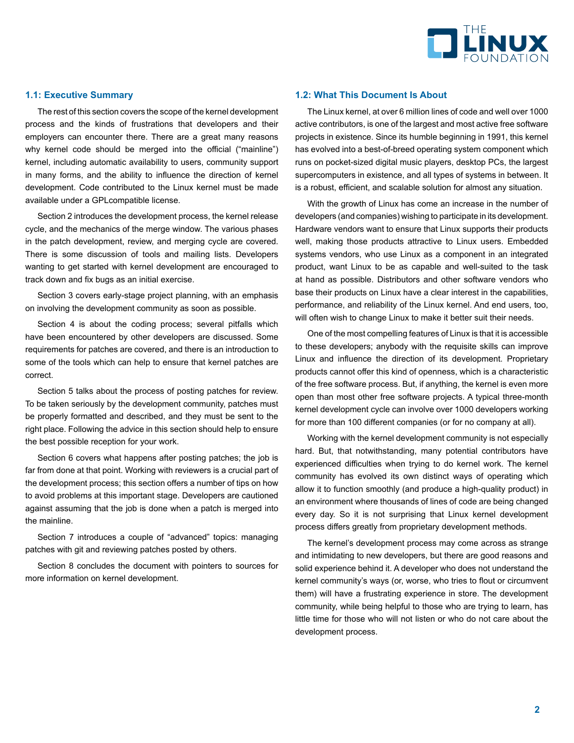## 1.1: Executive Summary

The rest of this section covers the scope of the kernel development process and the kinds of frustrations that developers and their employers can encounter there. There are a great many reasons why kernel code should be merged into the official ("mainline") kernel, including automatic availability to users, community support in many forms, and the ability to influence the direction of kernel development. Code contributed to the Linux kernel must be made available under a GPLcompatible license.

Section 2 introduces the development process, the kernel release cycle, and the mechanics of the merge window. The various phases in the patch development, review, and merging cycle are covered. There is some discussion of tools and mailing lists. Developers wanting to get started with kernel development are encouraged to track down and fix bugs as an initial exercise.

Section 3 covers early-stage project planning, with an emphasis on involving the development community as soon as possible.

Section 4 is about the coding process; several pitfalls which have been encountered by other developers are discussed. Some requirements for patches are covered, and there is an introduction to some of the tools which can help to ensure that kernel patches are correct.

Section 5 talks about the process of posting patches for review. To be taken seriously by the development community, patches must be properly formatted and described, and they must be sent to the right place. Following the advice in this section should help to ensure the best possible reception for your work.

Section 6 covers what happens after posting patches; the job is far from done at that point. Working with reviewers is a crucial part of the development process; this section offers a number of tips on how to avoid problems at this important stage. Developers are cautioned against assuming that the job is done when a patch is merged into the mainline.

Section 7 introduces a couple of "advanced" topics: managing patches with git and reviewing patches posted by others.

Section 8 concludes the document with pointers to sources for more information on kernel development.

## 1.2: What This Document Is About

The Linux kernel, at over 6 million lines of code and well over 1000 active contributors, is one of the largest and most active free software projects in existence. Since its humble beginning in 1991, this kernel has evolved into a best-of-breed operating system component which runs on pocket-sized digital music players, desktop PCs, the largest supercomputers in existence, and all types of systems in between. It is a robust, efficient, and scalable solution for almost any situation.

With the growth of Linux has come an increase in the number of developers (and companies) wishing to participate in its development. Hardware vendors want to ensure that Linux supports their products well, making those products attractive to Linux users. Embedded systems vendors, who use Linux as a component in an integrated product, want Linux to be as capable and well-suited to the task at hand as possible. Distributors and other software vendors who base their products on Linux have a clear interest in the capabilities, performance, and reliability of the Linux kernel. And end users, too, will often wish to change Linux to make it better suit their needs.

One of the most compelling features of Linux is that it is accessible to these developers; anybody with the requisite skills can improve Linux and influence the direction of its development. Proprietary products cannot offer this kind of openness, which is a characteristic of the free software process. But, if anything, the kernel is even more open than most other free software projects. A typical three-month kernel development cycle can involve over 1000 developers working for more than 100 different companies (or for no company at all).

Working with the kernel development community is not especially hard. But, that notwithstanding, many potential contributors have experienced difficulties when trying to do kernel work. The kernel community has evolved its own distinct ways of operating which allow it to function smoothly (and produce a high-quality product) in an environment where thousands of lines of code are being changed every day. So it is not surprising that Linux kernel development process differs greatly from proprietary development methods.

The kernel's development process may come across as strange and intimidating to new developers, but there are good reasons and solid experience behind it. A developer who does not understand the kernel community's ways (or, worse, who tries to flout or circumvent them) will have a frustrating experience in store. The development community, while being helpful to those who are trying to learn, has little time for those who will not listen or who do not care about the development process.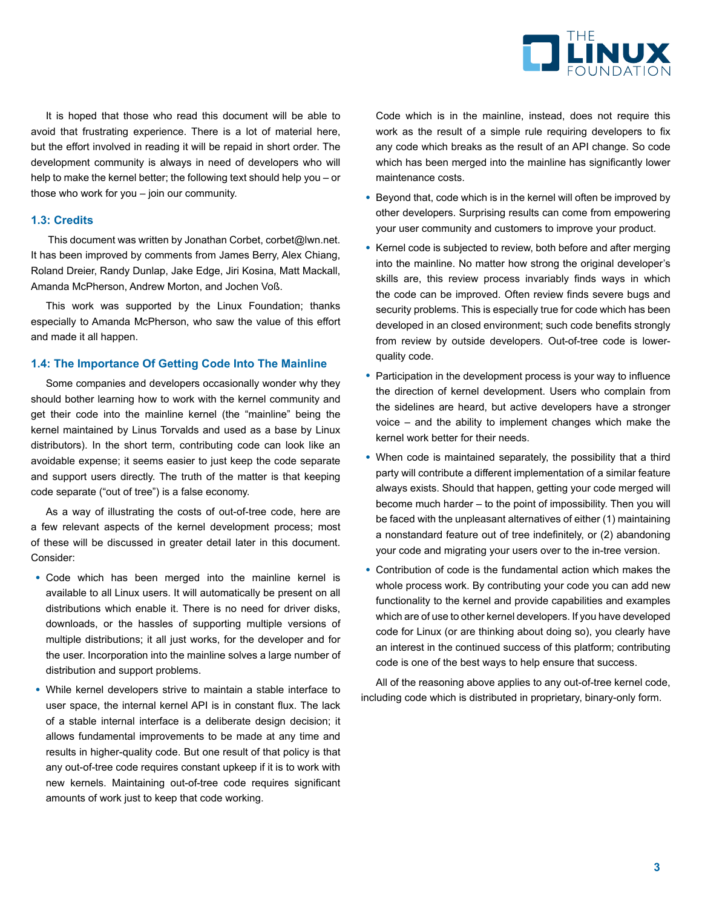It is hoped that those who read this document will be able to avoid that frustrating experience. There is a lot of material here, but the effort involved in reading it will be repaid in short order. The development community is always in need of developers who will help to make the kernel better; the following text should help you – or those who work for you – join our community.

### 1.3: Credits

This document was written by Jonathan Corbet, corbet@lwn.net. It has been improved by comments from James Berry, Alex Chiang, Roland Dreier, Randy Dunlap, Jake Edge, Jiri Kosina, Matt Mackall, Amanda McPherson, Andrew Morton, and Jochen Voß.

This work was supported by the Linux Foundation; thanks especially to Amanda McPherson, who saw the value of this effort and made it all happen.

### 1.4: The Importance Of Getting Code Into The Mainline

Some companies and developers occasionally wonder why they should bother learning how to work with the kernel community and get their code into the mainline kernel (the "mainline" being the kernel maintained by Linus Torvalds and used as a base by Linux distributors). In the short term, contributing code can look like an avoidable expense; it seems easier to just keep the code separate and support users directly. The truth of the matter is that keeping code separate ("out of tree") is a false economy.

As a way of illustrating the costs of out-of-tree code, here are a few relevant aspects of the kernel development process; most of these will be discussed in greater detail later in this document. Consider:

- Code which has been merged into the mainline kernel is available to all Linux users. It will automatically be present on all distributions which enable it. There is no need for driver disks, downloads, or the hassles of supporting multiple versions of multiple distributions; it all just works, for the developer and for the user. Incorporation into the mainline solves a large number of distribution and support problems.
- While kernel developers strive to maintain a stable interface to user space, the internal kernel API is in constant flux. The lack of a stable internal interface is a deliberate design decision; it allows fundamental improvements to be made at any time and results in higher-quality code. But one result of that policy is that any out-of-tree code requires constant upkeep if it is to work with new kernels. Maintaining out-of-tree code requires significant amounts of work just to keep that code working.

  Code which is in the mainline, instead, does not require this work as the result of a simple rule requiring developers to fix any code which breaks as the result of an API change. So code which has been merged into the mainline has significantly lower maintenance costs.
- Beyond that, code which is in the kernel will often be improved by other developers. Surprising results can come from empowering your user community and customers to improve your product.
- Kernel code is subjected to review, both before and after merging into the mainline. No matter how strong the original developer's skills are, this review process invariably finds ways in which the code can be improved. Often review finds severe bugs and security problems. This is especially true for code which has been developed in an closed environment; such code benefits strongly from review by outside developers. Out-of-tree code is lower-quality code.
- Participation in the development process is your way to influence the direction of kernel development. Users who complain from the sidelines are heard, but active developers have a stronger voice – and the ability to implement changes which make the kernel work better for their needs.
- When code is maintained separately, the possibility that a third party will contribute a different implementation of a similar feature always exists. Should that happen, getting your code merged will become much harder – to the point of impossibility. Then you will be faced with the unpleasant alternatives of either (1) maintaining a nonstandard feature out of tree indefinitely, or (2) abandoning your code and migrating your users over to the in-tree version.
- Contribution of code is the fundamental action which makes the whole process work. By contributing your code you can add new functionality to the kernel and provide capabilities and examples which are of use to other kernel developers. If you have developed code for Linux (or are thinking about doing so), you clearly have an interest in the continued success of this platform; contributing code is one of the best ways to help ensure that success.

All of the reasoning above applies to any out-of-tree kernel code, including code which is distributed in proprietary, binary-only form.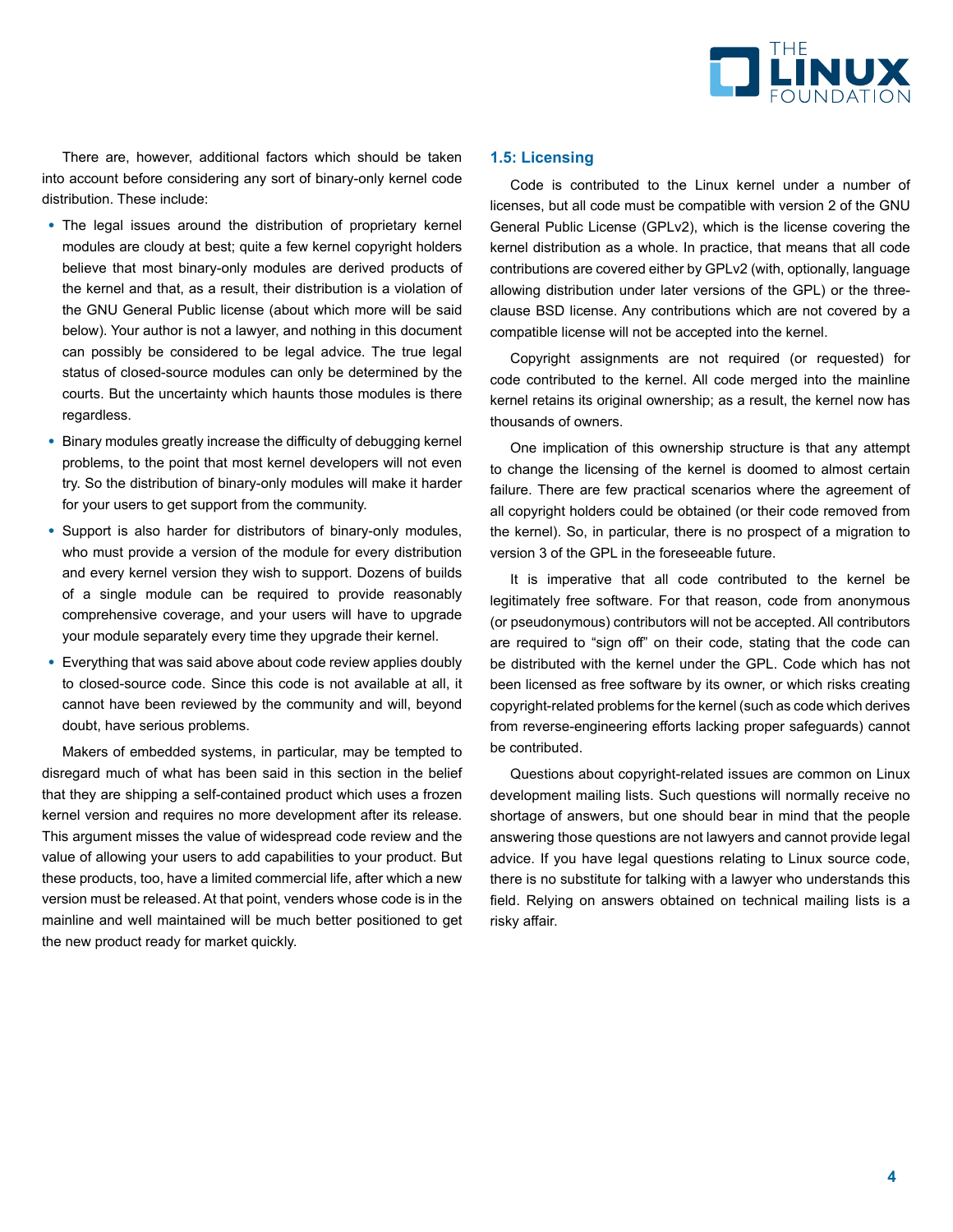There are, however, additional factors which should be taken into account before considering any sort of binary-only kernel code distribution. These include:

- The legal issues around the distribution of proprietary kernel modules are cloudy at best; quite a few kernel copyright holders believe that most binary-only modules are derived products of the kernel and that, as a result, their distribution is a violation of the GNU General Public license (about which more will be said below). Your author is not a lawyer, and nothing in this document can possibly be considered to be legal advice. The true legal status of closed-source modules can only be determined by the courts. But the uncertainty which haunts those modules is there regardless.
- Binary modules greatly increase the difficulty of debugging kernel problems, to the point that most kernel developers will not even try. So the distribution of binary-only modules will make it harder for your users to get support from the community.
- Support is also harder for distributors of binary-only modules, who must provide a version of the module for every distribution and every kernel version they wish to support. Dozens of builds of a single module can be required to provide reasonably comprehensive coverage, and your users will have to upgrade your module separately every time they upgrade their kernel.
- Everything that was said above about code review applies doubly to closed-source code. Since this code is not available at all, it cannot have been reviewed by the community and will, beyond doubt, have serious problems.

Makers of embedded systems, in particular, may be tempted to disregard much of what has been said in this section in the belief that they are shipping a self-contained product which uses a frozen kernel version and requires no more development after its release. This argument misses the value of widespread code review and the value of allowing your users to add capabilities to your product. But these products, too, have a limited commercial life, after which a new version must be released. At that point, venders whose code is in the mainline and well maintained will be much better positioned to get the new product ready for market quickly.

### 1.5: Licensing

Code is contributed to the Linux kernel under a number of licenses, but all code must be compatible with version 2 of the GNU General Public License (GPLv2), which is the license covering the kernel distribution as a whole. In practice, that means that all code contributions are covered either by GPLv2 (with, optionally, language allowing distribution under later versions of the GPL) or the three-clause BSD license. Any contributions which are not covered by a compatible license will not be accepted into the kernel.

Copyright assignments are not required (or requested) for code contributed to the kernel. All code merged into the mainline kernel retains its original ownership; as a result, the kernel now has thousands of owners.

One implication of this ownership structure is that any attempt to change the licensing of the kernel is doomed to almost certain failure. There are few practical scenarios where the agreement of all copyright holders could be obtained (or their code removed from the kernel). So, in particular, there is no prospect of a migration to version 3 of the GPL in the foreseeable future.

It is imperative that all code contributed to the kernel be legitimately free software. For that reason, code from anonymous (or pseudonymous) contributors will not be accepted. All contributors are required to "sign off" on their code, stating that the code can be distributed with the kernel under the GPL. Code which has not been licensed as free software by its owner, or which risks creating copyright-related problems for the kernel (such as code which derives from reverse-engineering efforts lacking proper safeguards) cannot be contributed.

Questions about copyright-related issues are common on Linux development mailing lists. Such questions will normally receive no shortage of answers, but one should bear in mind that the people answering those questions are not lawyers and cannot provide legal advice. If you have legal questions relating to Linux source code, there is no substitute for talking with a lawyer who understands this field. Relying on answers obtained on technical mailing lists is a risky affair.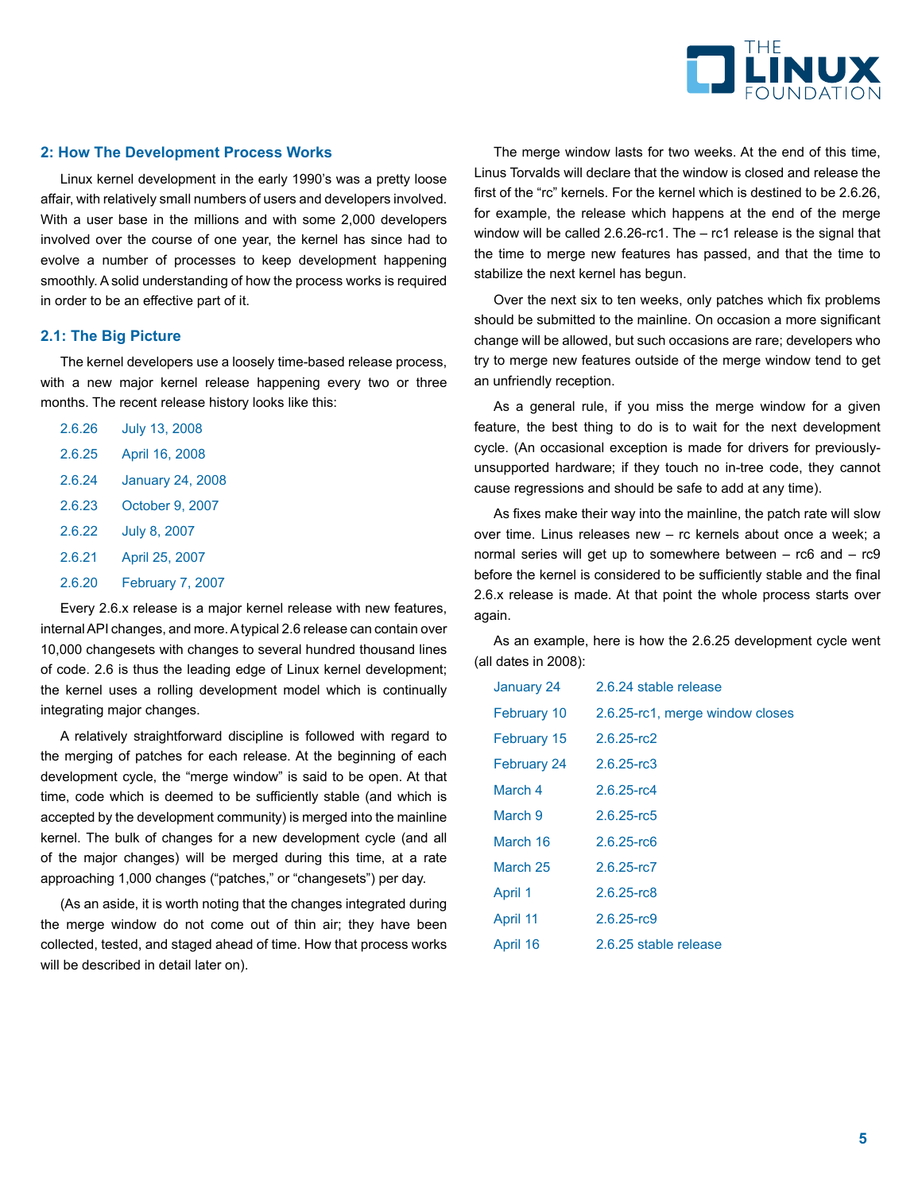## 2: How The Development Process Works

Linux kernel development in the early 1990's was a pretty loose affair, with relatively small numbers of users and developers involved. With a user base in the millions and with some 2,000 developers involved over the course of one year, the kernel has since had to evolve a number of processes to keep development happening smoothly. A solid understanding of how the process works is required in order to be an effective part of it.

## 2.1: The Big Picture

The kernel developers use a loosely time-based release process, with a new major kernel release happening every two or three months. The recent release history looks like this:

| | |
|---|---|
| 2.6.26 | July 13, 2008 |
| 2.6.25 | April 16, 2008 |
| 2.6.24 | January 24, 2008 |
| 2.6.23 | October 9, 2007 |
| 2.6.22 | July 8, 2007 |
| 2.6.21 | April 25, 2007 |
| 2.6.20 | February 7, 2007 |

Every 2.6.x release is a major kernel release with new features, internal API changes, and more. A typical 2.6 release can contain over 10,000 changesets with changes to several hundred thousand lines of code. 2.6 is thus the leading edge of Linux kernel development; the kernel uses a rolling development model which is continually integrating major changes.

A relatively straightforward discipline is followed with regard to the merging of patches for each release. At the beginning of each development cycle, the "merge window" is said to be open. At that time, code which is deemed to be sufficiently stable (and which is accepted by the development community) is merged into the mainline kernel. The bulk of changes for a new development cycle (and all of the major changes) will be merged during this time, at a rate approaching 1,000 changes ("patches," or "changesets") per day.

(As an aside, it is worth noting that the changes integrated during the merge window do not come out of thin air; they have been collected, tested, and staged ahead of time. How that process works will be described in detail later on).

The merge window lasts for two weeks. At the end of this time, Linus Torvalds will declare that the window is closed and release the first of the "rc" kernels. For the kernel which is destined to be 2.6.26, for example, the release which happens at the end of the merge window will be called 2.6.26-rc1. The – rc1 release is the signal that the time to merge new features has passed, and that the time to stabilize the next kernel has begun.

Over the next six to ten weeks, only patches which fix problems should be submitted to the mainline. On occasion a more significant change will be allowed, but such occasions are rare; developers who try to merge new features outside of the merge window tend to get an unfriendly reception.

As a general rule, if you miss the merge window for a given feature, the best thing to do is to wait for the next development cycle. (An occasional exception is made for drivers for previously-unsupported hardware; if they touch no in-tree code, they cannot cause regressions and should be safe to add at any time).

As fixes make their way into the mainline, the patch rate will slow over time. Linus releases new – rc kernels about once a week; a normal series will get up to somewhere between – rc6 and – rc9 before the kernel is considered to be sufficiently stable and the final 2.6.x release is made. At that point the whole process starts over again.

As an example, here is how the 2.6.25 development cycle went (all dates in 2008):

| | |
|---|---|
| January 24 | 2.6.24 stable release |
| February 10 | 2.6.25-rc1, merge window closes |
| February 15 | 2.6.25-rc2 |
| February 24 | 2.6.25-rc3 |
| March 4 | 2.6.25-rc4 |
| March 9 | 2.6.25-rc5 |
| March 16 | 2.6.25-rc6 |
| March 25 | 2.6.25-rc7 |
| April 1 | 2.6.25-rc8 |
| April 11 | 2.6.25-rc9 |
| April 16 | 2.6.25 stable release |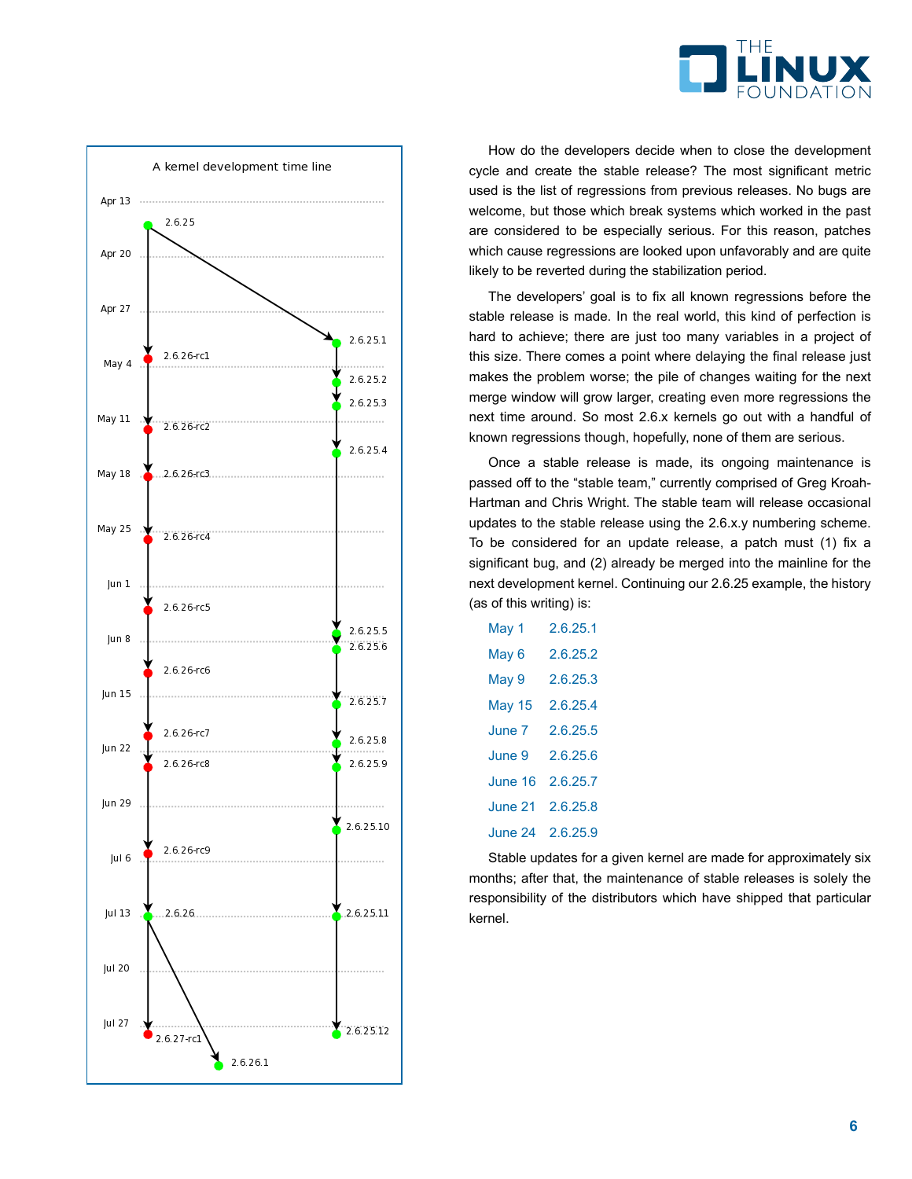How do the developers decide when to close the development cycle and create the stable release? The most significant metric used is the list of regressions from previous releases. No bugs are welcome, but those which break systems which worked in the past are considered to be especially serious. For this reason, patches which cause regressions are looked upon unfavorably and are quite likely to be reverted during the stabilization period.

The developers' goal is to fix all known regressions before the stable release is made. In the real world, this kind of perfection is hard to achieve; there are just too many variables in a project of this size. There comes a point where delaying the final release just makes the problem worse; the pile of changes waiting for the next merge window will grow larger, creating even more regressions the next time around. So most 2.6.x kernels go out with a handful of known regressions though, hopefully, none of them are serious.

Once a stable release is made, its ongoing maintenance is passed off to the "stable team," currently comprised of Greg Kroah-Hartman and Chris Wright. The stable team will release occasional updates to the stable release using the 2.6.x.y numbering scheme. To be considered for an update release, a patch must (1) fix a significant bug, and (2) already be merged into the mainline for the next development kernel. Continuing our 2.6.25 example, the history (as of this writing) is:

| | |
|---|---|
| May 1 | 2.6.25.1 |
| May 6 | 2.6.25.2 |
| May 9 | 2.6.25.3 |
| May 15 | 2.6.25.4 |
| June 7 | 2.6.25.5 |
| June 9 | 2.6.25.6 |
| June 16 | 2.6.25.7 |
| June 21 | 2.6.25.8 |
| June 24 | 2.6.25.9 |

Stable updates for a given kernel are made for approximately six months; after that, the maintenance of stable releases is solely the responsibility of the distributors which have shipped that particular kernel.

A kernel development time line

| Date | Mainline | Stable |
|---|---|---|
| Apr 13 | 2.6.25 | |
| Apr 20 | | |
| Apr 27 | | 2.6.25.1 |
| May 4 | 2.6.26-rc1 | 2.6.25.2, 2.6.25.3 |
| May 11 | 2.6.26-rc2 | 2.6.25.4 |
| May 18 | 2.6.26-rc3 | |
| May 25 | 2.6.26-rc4 | |
| Jun 1 | 2.6.26-rc5 | 2.6.25.5 |
| Jun 8 | 2.6.26-rc6 | 2.6.25.6 |
| Jun 15 | 2.6.26-rc7 | 2.6.25.7, 2.6.25.8 |
| Jun 22 | 2.6.26-rc8 | 2.6.25.9 |
| Jun 29 | | 2.6.25.10 |
| Jul 6 | 2.6.26-rc9 | |
| Jul 13 | 2.6.26 | 2.6.25.11 |
| Jul 20 | | |
| Jul 27 | 2.6.27-rc1, 2.6.26.1 | 2.6.25.12 |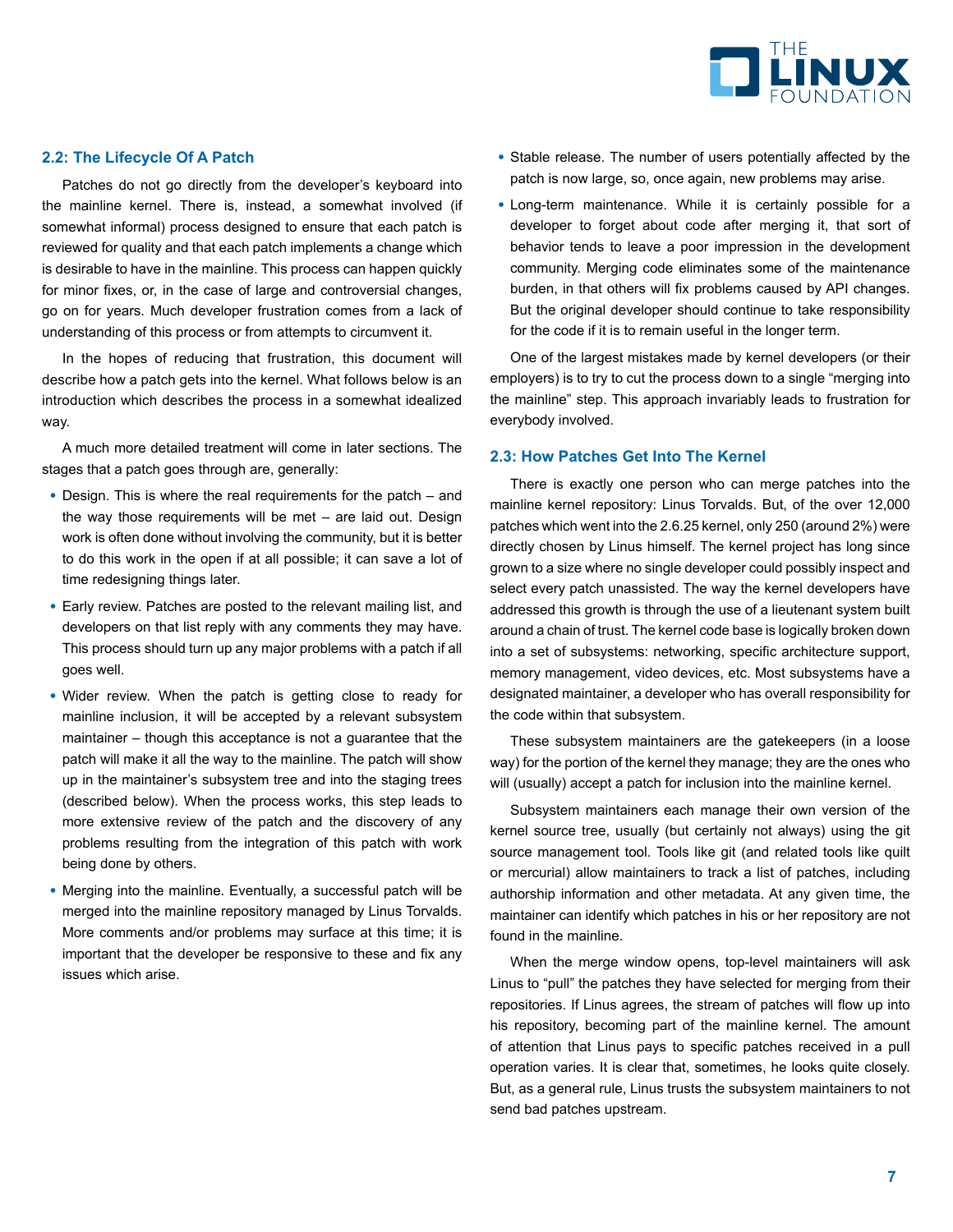## 2.2: The Lifecycle Of A Patch

Patches do not go directly from the developer's keyboard into the mainline kernel. There is, instead, a somewhat involved (if somewhat informal) process designed to ensure that each patch is reviewed for quality and that each patch implements a change which is desirable to have in the mainline. This process can happen quickly for minor fixes, or, in the case of large and controversial changes, go on for years. Much developer frustration comes from a lack of understanding of this process or from attempts to circumvent it.

In the hopes of reducing that frustration, this document will describe how a patch gets into the kernel. What follows below is an introduction which describes the process in a somewhat idealized way.

A much more detailed treatment will come in later sections. The stages that a patch goes through are, generally:

- Design. This is where the real requirements for the patch – and the way those requirements will be met – are laid out. Design work is often done without involving the community, but it is better to do this work in the open if at all possible; it can save a lot of time redesigning things later.
- Early review. Patches are posted to the relevant mailing list, and developers on that list reply with any comments they may have. This process should turn up any major problems with a patch if all goes well.
- Wider review. When the patch is getting close to ready for mainline inclusion, it will be accepted by a relevant subsystem maintainer – though this acceptance is not a guarantee that the patch will make it all the way to the mainline. The patch will show up in the maintainer's subsystem tree and into the staging trees (described below). When the process works, this step leads to more extensive review of the patch and the discovery of any problems resulting from the integration of this patch with work being done by others.
- Merging into the mainline. Eventually, a successful patch will be merged into the mainline repository managed by Linus Torvalds. More comments and/or problems may surface at this time; it is important that the developer be responsive to these and fix any issues which arise.
- Stable release. The number of users potentially affected by the patch is now large, so, once again, new problems may arise.
- Long-term maintenance. While it is certainly possible for a developer to forget about code after merging it, that sort of behavior tends to leave a poor impression in the development community. Merging code eliminates some of the maintenance burden, in that others will fix problems caused by API changes. But the original developer should continue to take responsibility for the code if it is to remain useful in the longer term.

One of the largest mistakes made by kernel developers (or their employers) is to try to cut the process down to a single "merging into the mainline" step. This approach invariably leads to frustration for everybody involved.

## 2.3: How Patches Get Into The Kernel

There is exactly one person who can merge patches into the mainline kernel repository: Linus Torvalds. But, of the over 12,000 patches which went into the 2.6.25 kernel, only 250 (around 2%) were directly chosen by Linus himself. The kernel project has long since grown to a size where no single developer could possibly inspect and select every patch unassisted. The way the kernel developers have addressed this growth is through the use of a lieutenant system built around a chain of trust. The kernel code base is logically broken down into a set of subsystems: networking, specific architecture support, memory management, video devices, etc. Most subsystems have a designated maintainer, a developer who has overall responsibility for the code within that subsystem.

These subsystem maintainers are the gatekeepers (in a loose way) for the portion of the kernel they manage; they are the ones who will (usually) accept a patch for inclusion into the mainline kernel.

Subsystem maintainers each manage their own version of the kernel source tree, usually (but certainly not always) using the git source management tool. Tools like git (and related tools like quilt or mercurial) allow maintainers to track a list of patches, including authorship information and other metadata. At any given time, the maintainer can identify which patches in his or her repository are not found in the mainline.

When the merge window opens, top-level maintainers will ask Linus to "pull" the patches they have selected for merging from their repositories. If Linus agrees, the stream of patches will flow up into his repository, becoming part of the mainline kernel. The amount of attention that Linus pays to specific patches received in a pull operation varies. It is clear that, sometimes, he looks quite closely. But, as a general rule, Linus trusts the subsystem maintainers to not send bad patches upstream.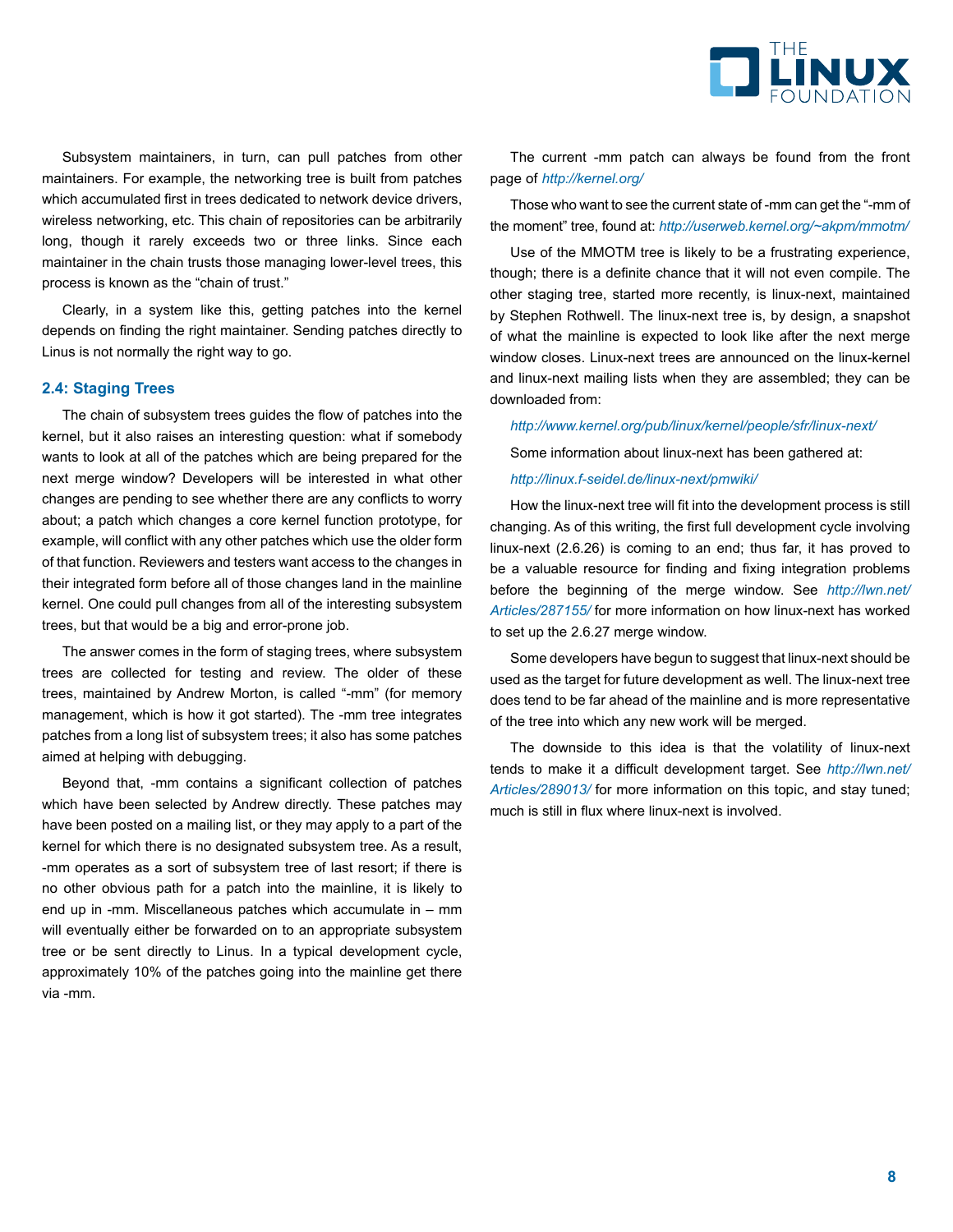Subsystem maintainers, in turn, can pull patches from other maintainers. For example, the networking tree is built from patches which accumulated first in trees dedicated to network device drivers, wireless networking, etc. This chain of repositories can be arbitrarily long, though it rarely exceeds two or three links. Since each maintainer in the chain trusts those managing lower-level trees, this process is known as the "chain of trust."

Clearly, in a system like this, getting patches into the kernel depends on finding the right maintainer. Sending patches directly to Linus is not normally the right way to go.

### 2.4: Staging Trees

The chain of subsystem trees guides the flow of patches into the kernel, but it also raises an interesting question: what if somebody wants to look at all of the patches which are being prepared for the next merge window? Developers will be interested in what other changes are pending to see whether there are any conflicts to worry about; a patch which changes a core kernel function prototype, for example, will conflict with any other patches which use the older form of that function. Reviewers and testers want access to the changes in their integrated form before all of those changes land in the mainline kernel. One could pull changes from all of the interesting subsystem trees, but that would be a big and error-prone job.

The answer comes in the form of staging trees, where subsystem trees are collected for testing and review. The older of these trees, maintained by Andrew Morton, is called "-mm" (for memory management, which is how it got started). The -mm tree integrates patches from a long list of subsystem trees; it also has some patches aimed at helping with debugging.

Beyond that, -mm contains a significant collection of patches which have been selected by Andrew directly. These patches may have been posted on a mailing list, or they may apply to a part of the kernel for which there is no designated subsystem tree. As a result, -mm operates as a sort of subsystem tree of last resort; if there is no other obvious path for a patch into the mainline, it is likely to end up in -mm. Miscellaneous patches which accumulate in – mm will eventually either be forwarded on to an appropriate subsystem tree or be sent directly to Linus. In a typical development cycle, approximately 10% of the patches going into the mainline get there via -mm.

The current -mm patch can always be found from the front page of *http://kernel.org/*

Those who want to see the current state of -mm can get the "-mm of the moment" tree, found at: *http://userweb.kernel.org/~akpm/mmotm/*

Use of the MMOTM tree is likely to be a frustrating experience, though; there is a definite chance that it will not even compile. The other staging tree, started more recently, is linux-next, maintained by Stephen Rothwell. The linux-next tree is, by design, a snapshot of what the mainline is expected to look like after the next merge window closes. Linux-next trees are announced on the linux-kernel and linux-next mailing lists when they are assembled; they can be downloaded from:

*http://www.kernel.org/pub/linux/kernel/people/sfr/linux-next/*

Some information about linux-next has been gathered at:

*http://linux.f-seidel.de/linux-next/pmwiki/*

How the linux-next tree will fit into the development process is still changing. As of this writing, the first full development cycle involving linux-next (2.6.26) is coming to an end; thus far, it has proved to be a valuable resource for finding and fixing integration problems before the beginning of the merge window. See *http://lwn.net/Articles/287155/* for more information on how linux-next has worked to set up the 2.6.27 merge window.

Some developers have begun to suggest that linux-next should be used as the target for future development as well. The linux-next tree does tend to be far ahead of the mainline and is more representative of the tree into which any new work will be merged.

The downside to this idea is that the volatility of linux-next tends to make it a difficult development target. See *http://lwn.net/Articles/289013/* for more information on this topic, and stay tuned; much is still in flux where linux-next is involved.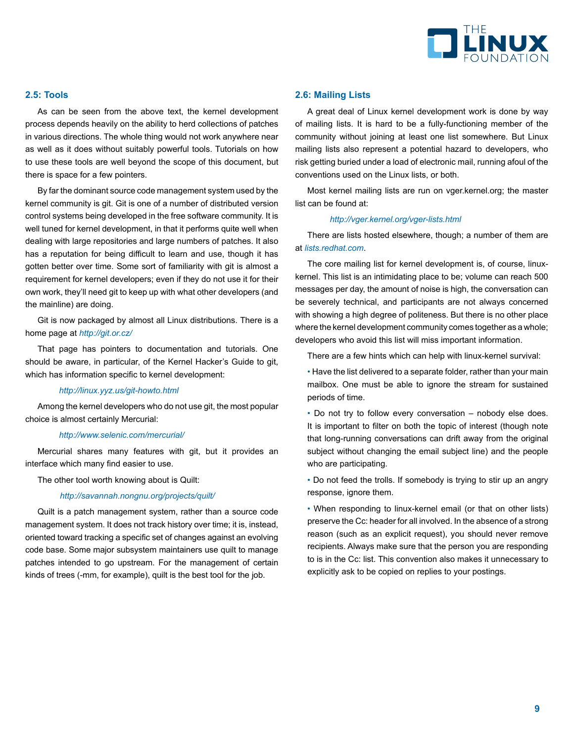## 2.5: Tools

As can be seen from the above text, the kernel development process depends heavily on the ability to herd collections of patches in various directions. The whole thing would not work anywhere near as well as it does without suitably powerful tools. Tutorials on how to use these tools are well beyond the scope of this document, but there is space for a few pointers.

By far the dominant source code management system used by the kernel community is git. Git is one of a number of distributed version control systems being developed in the free software community. It is well tuned for kernel development, in that it performs quite well when dealing with large repositories and large numbers of patches. It also has a reputation for being difficult to learn and use, though it has gotten better over time. Some sort of familiarity with git is almost a requirement for kernel developers; even if they do not use it for their own work, they'll need git to keep up with what other developers (and the mainline) are doing.

Git is now packaged by almost all Linux distributions. There is a home page at *http://git.or.cz/*

That page has pointers to documentation and tutorials. One should be aware, in particular, of the Kernel Hacker's Guide to git, which has information specific to kernel development:

*http://linux.yyz.us/git-howto.html*

Among the kernel developers who do not use git, the most popular choice is almost certainly Mercurial:

*http://www.selenic.com/mercurial/*

Mercurial shares many features with git, but it provides an interface which many find easier to use.

The other tool worth knowing about is Quilt:

*http://savannah.nongnu.org/projects/quilt/*

Quilt is a patch management system, rather than a source code management system. It does not track history over time; it is, instead, oriented toward tracking a specific set of changes against an evolving code base. Some major subsystem maintainers use quilt to manage patches intended to go upstream. For the management of certain kinds of trees (-mm, for example), quilt is the best tool for the job.

## 2.6: Mailing Lists

A great deal of Linux kernel development work is done by way of mailing lists. It is hard to be a fully-functioning member of the community without joining at least one list somewhere. But Linux mailing lists also represent a potential hazard to developers, who risk getting buried under a load of electronic mail, running afoul of the conventions used on the Linux lists, or both.

Most kernel mailing lists are run on vger.kernel.org; the master list can be found at:

*http://vger.kernel.org/vger-lists.html*

There are lists hosted elsewhere, though; a number of them are at *lists.redhat.com*.

The core mailing list for kernel development is, of course, linux-kernel. This list is an intimidating place to be; volume can reach 500 messages per day, the amount of noise is high, the conversation can be severely technical, and participants are not always concerned with showing a high degree of politeness. But there is no other place where the kernel development community comes together as a whole; developers who avoid this list will miss important information.

There are a few hints which can help with linux-kernel survival:

- Have the list delivered to a separate folder, rather than your main mailbox. One must be able to ignore the stream for sustained periods of time.
- Do not try to follow every conversation – nobody else does. It is important to filter on both the topic of interest (though note that long-running conversations can drift away from the original subject without changing the email subject line) and the people who are participating.
- Do not feed the trolls. If somebody is trying to stir up an angry response, ignore them.
- When responding to linux-kernel email (or that on other lists) preserve the Cc: header for all involved. In the absence of a strong reason (such as an explicit request), you should never remove recipients. Always make sure that the person you are responding to is in the Cc: list. This convention also makes it unnecessary to explicitly ask to be copied on replies to your postings.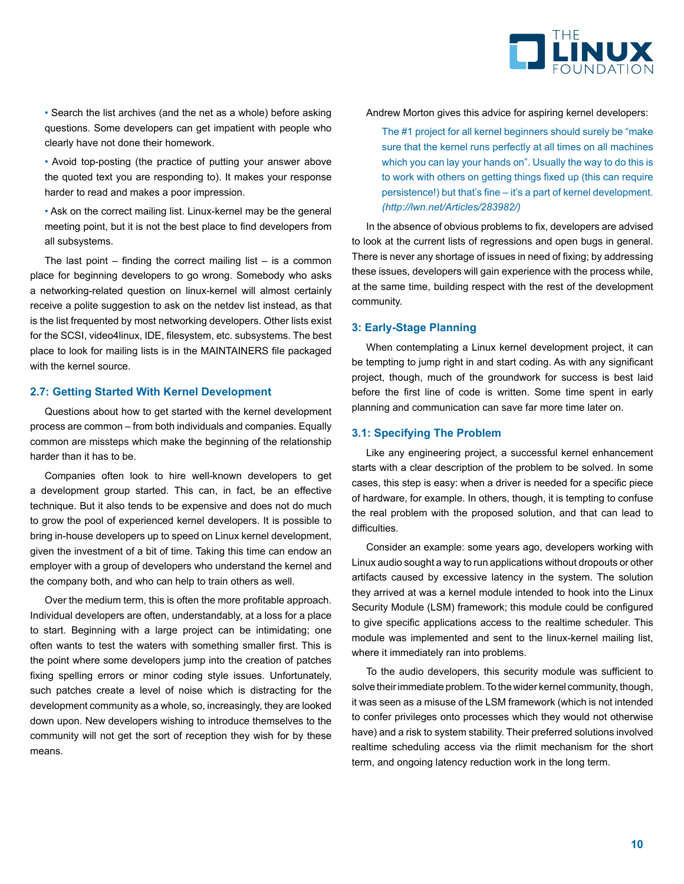- Search the list archives (and the net as a whole) before asking questions. Some developers can get impatient with people who clearly have not done their homework.
- Avoid top-posting (the practice of putting your answer above the quoted text you are responding to). It makes your response harder to read and makes a poor impression.
- Ask on the correct mailing list. Linux-kernel may be the general meeting point, but it is not the best place to find developers from all subsystems.

The last point – finding the correct mailing list – is a common place for beginning developers to go wrong. Somebody who asks a networking-related question on linux-kernel will almost certainly receive a polite suggestion to ask on the netdev list instead, as that is the list frequented by most networking developers. Other lists exist for the SCSI, video4linux, IDE, filesystem, etc. subsystems. The best place to look for mailing lists is in the MAINTAINERS file packaged with the kernel source.

### 2.7: Getting Started With Kernel Development

Questions about how to get started with the kernel development process are common – from both individuals and companies. Equally common are missteps which make the beginning of the relationship harder than it has to be.

Companies often look to hire well-known developers to get a development group started. This can, in fact, be an effective technique. But it also tends to be expensive and does not do much to grow the pool of experienced kernel developers. It is possible to bring in-house developers up to speed on Linux kernel development, given the investment of a bit of time. Taking this time can endow an employer with a group of developers who understand the kernel and the company both, and who can help to train others as well.

Over the medium term, this is often the more profitable approach. Individual developers are often, understandably, at a loss for a place to start. Beginning with a large project can be intimidating; one often wants to test the waters with something smaller first. This is the point where some developers jump into the creation of patches fixing spelling errors or minor coding style issues. Unfortunately, such patches create a level of noise which is distracting for the development community as a whole, so, increasingly, they are looked down upon. New developers wishing to introduce themselves to the community will not get the sort of reception they wish for by these means.

Andrew Morton gives this advice for aspiring kernel developers:

> The #1 project for all kernel beginners should surely be "make sure that the kernel runs perfectly at all times on all machines which you can lay your hands on". Usually the way to do this is to work with others on getting things fixed up (this can require persistence!) but that's fine – it's a part of kernel development. *(http://lwn.net/Articles/283982/)*

In the absence of obvious problems to fix, developers are advised to look at the current lists of regressions and open bugs in general. There is never any shortage of issues in need of fixing; by addressing these issues, developers will gain experience with the process while, at the same time, building respect with the rest of the development community.

## 3: Early-Stage Planning

When contemplating a Linux kernel development project, it can be tempting to jump right in and start coding. As with any significant project, though, much of the groundwork for success is best laid before the first line of code is written. Some time spent in early planning and communication can save far more time later on.

### 3.1: Specifying The Problem

Like any engineering project, a successful kernel enhancement starts with a clear description of the problem to be solved. In some cases, this step is easy: when a driver is needed for a specific piece of hardware, for example. In others, though, it is tempting to confuse the real problem with the proposed solution, and that can lead to difficulties.

Consider an example: some years ago, developers working with Linux audio sought a way to run applications without dropouts or other artifacts caused by excessive latency in the system. The solution they arrived at was a kernel module intended to hook into the Linux Security Module (LSM) framework; this module could be configured to give specific applications access to the realtime scheduler. This module was implemented and sent to the linux-kernel mailing list, where it immediately ran into problems.

To the audio developers, this security module was sufficient to solve their immediate problem. To the wider kernel community, though, it was seen as a misuse of the LSM framework (which is not intended to confer privileges onto processes which they would not otherwise have) and a risk to system stability. Their preferred solutions involved realtime scheduling access via the rlimit mechanism for the short term, and ongoing latency reduction work in the long term.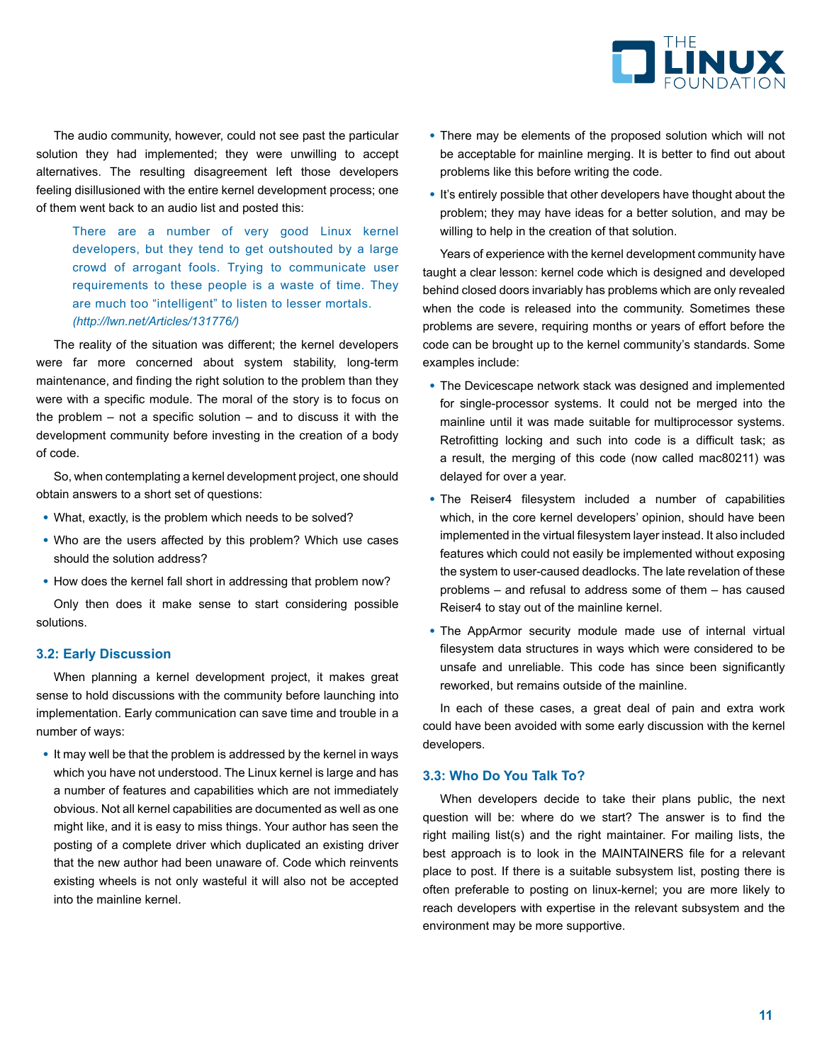The audio community, however, could not see past the particular solution they had implemented; they were unwilling to accept alternatives. The resulting disagreement left those developers feeling disillusioned with the entire kernel development process; one of them went back to an audio list and posted this:

> There are a number of very good Linux kernel developers, but they tend to get outshouted by a large crowd of arrogant fools. Trying to communicate user requirements to these people is a waste of time. They are much too "intelligent" to listen to lesser mortals. *(http://lwn.net/Articles/131776/)*

The reality of the situation was different; the kernel developers were far more concerned about system stability, long-term maintenance, and finding the right solution to the problem than they were with a specific module. The moral of the story is to focus on the problem – not a specific solution – and to discuss it with the development community before investing in the creation of a body of code.

So, when contemplating a kernel development project, one should obtain answers to a short set of questions:

- What, exactly, is the problem which needs to be solved?
- Who are the users affected by this problem? Which use cases should the solution address?
- How does the kernel fall short in addressing that problem now?

Only then does it make sense to start considering possible solutions.

### 3.2: Early Discussion

When planning a kernel development project, it makes great sense to hold discussions with the community before launching into implementation. Early communication can save time and trouble in a number of ways:

- It may well be that the problem is addressed by the kernel in ways which you have not understood. The Linux kernel is large and has a number of features and capabilities which are not immediately obvious. Not all kernel capabilities are documented as well as one might like, and it is easy to miss things. Your author has seen the posting of a complete driver which duplicated an existing driver that the new author had been unaware of. Code which reinvents existing wheels is not only wasteful it will also not be accepted into the mainline kernel.
- There may be elements of the proposed solution which will not be acceptable for mainline merging. It is better to find out about problems like this before writing the code.
- It's entirely possible that other developers have thought about the problem; they may have ideas for a better solution, and may be willing to help in the creation of that solution.

Years of experience with the kernel development community have taught a clear lesson: kernel code which is designed and developed behind closed doors invariably has problems which are only revealed when the code is released into the community. Sometimes these problems are severe, requiring months or years of effort before the code can be brought up to the kernel community's standards. Some examples include:

- The Devicescape network stack was designed and implemented for single-processor systems. It could not be merged into the mainline until it was made suitable for multiprocessor systems. Retrofitting locking and such into code is a difficult task; as a result, the merging of this code (now called mac80211) was delayed for over a year.
- The Reiser4 filesystem included a number of capabilities which, in the core kernel developers' opinion, should have been implemented in the virtual filesystem layer instead. It also included features which could not easily be implemented without exposing the system to user-caused deadlocks. The late revelation of these problems – and refusal to address some of them – has caused Reiser4 to stay out of the mainline kernel.
- The AppArmor security module made use of internal virtual filesystem data structures in ways which were considered to be unsafe and unreliable. This code has since been significantly reworked, but remains outside of the mainline.

In each of these cases, a great deal of pain and extra work could have been avoided with some early discussion with the kernel developers.

### 3.3: Who Do You Talk To?

When developers decide to take their plans public, the next question will be: where do we start? The answer is to find the right mailing list(s) and the right maintainer. For mailing lists, the best approach is to look in the MAINTAINERS file for a relevant place to post. If there is a suitable subsystem list, posting there is often preferable to posting on linux-kernel; you are more likely to reach developers with expertise in the relevant subsystem and the environment may be more supportive.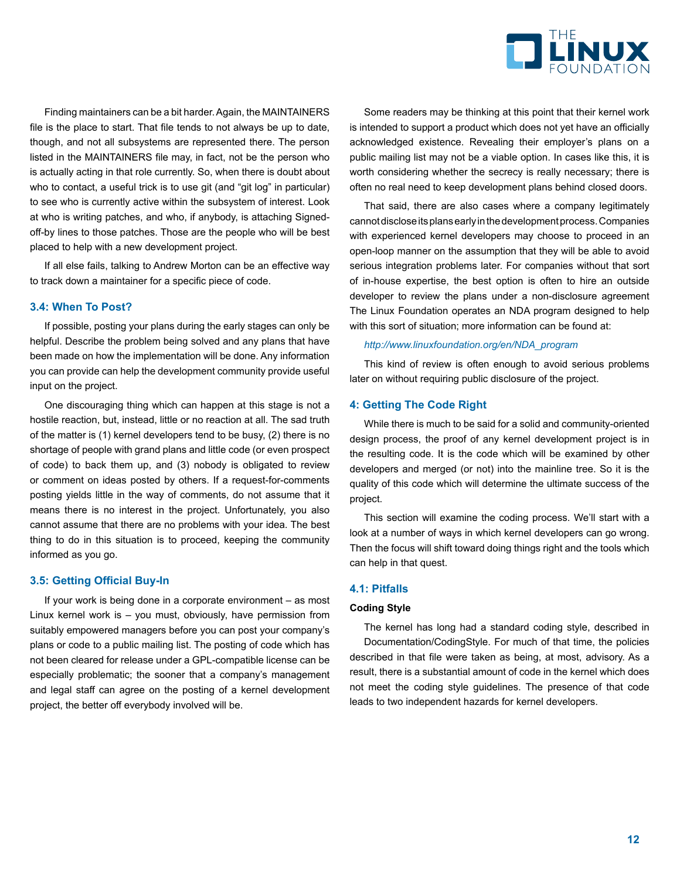Finding maintainers can be a bit harder. Again, the MAINTAINERS file is the place to start. That file tends to not always be up to date, though, and not all subsystems are represented there. The person listed in the MAINTAINERS file may, in fact, not be the person who is actually acting in that role currently. So, when there is doubt about who to contact, a useful trick is to use git (and "git log" in particular) to see who is currently active within the subsystem of interest. Look at who is writing patches, and who, if anybody, is attaching Signed-off-by lines to those patches. Those are the people who will be best placed to help with a new development project.

If all else fails, talking to Andrew Morton can be an effective way to track down a maintainer for a specific piece of code.

### 3.4: When To Post?

If possible, posting your plans during the early stages can only be helpful. Describe the problem being solved and any plans that have been made on how the implementation will be done. Any information you can provide can help the development community provide useful input on the project.

One discouraging thing which can happen at this stage is not a hostile reaction, but, instead, little or no reaction at all. The sad truth of the matter is (1) kernel developers tend to be busy, (2) there is no shortage of people with grand plans and little code (or even prospect of code) to back them up, and (3) nobody is obligated to review or comment on ideas posted by others. If a request-for-comments posting yields little in the way of comments, do not assume that it means there is no interest in the project. Unfortunately, you also cannot assume that there are no problems with your idea. The best thing to do in this situation is to proceed, keeping the community informed as you go.

### 3.5: Getting Official Buy-In

If your work is being done in a corporate environment – as most Linux kernel work is – you must, obviously, have permission from suitably empowered managers before you can post your company's plans or code to a public mailing list. The posting of code which has not been cleared for release under a GPL-compatible license can be especially problematic; the sooner that a company's management and legal staff can agree on the posting of a kernel development project, the better off everybody involved will be.

Some readers may be thinking at this point that their kernel work is intended to support a product which does not yet have an officially acknowledged existence. Revealing their employer's plans on a public mailing list may not be a viable option. In cases like this, it is worth considering whether the secrecy is really necessary; there is often no real need to keep development plans behind closed doors.

That said, there are also cases where a company legitimately cannot disclose its plans early in the development process. Companies with experienced kernel developers may choose to proceed in an open-loop manner on the assumption that they will be able to avoid serious integration problems later. For companies without that sort of in-house expertise, the best option is often to hire an outside developer to review the plans under a non-disclosure agreement The Linux Foundation operates an NDA program designed to help with this sort of situation; more information can be found at:

*http://www.linuxfoundation.org/en/NDA_program*

This kind of review is often enough to avoid serious problems later on without requiring public disclosure of the project.

## 4: Getting The Code Right

While there is much to be said for a solid and community-oriented design process, the proof of any kernel development project is in the resulting code. It is the code which will be examined by other developers and merged (or not) into the mainline tree. So it is the quality of this code which will determine the ultimate success of the project.

This section will examine the coding process. We'll start with a look at a number of ways in which kernel developers can go wrong. Then the focus will shift toward doing things right and the tools which can help in that quest.

### 4.1: Pitfalls

**Coding Style**

The kernel has long had a standard coding style, described in Documentation/CodingStyle. For much of that time, the policies described in that file were taken as being, at most, advisory. As a result, there is a substantial amount of code in the kernel which does not meet the coding style guidelines. The presence of that code leads to two independent hazards for kernel developers.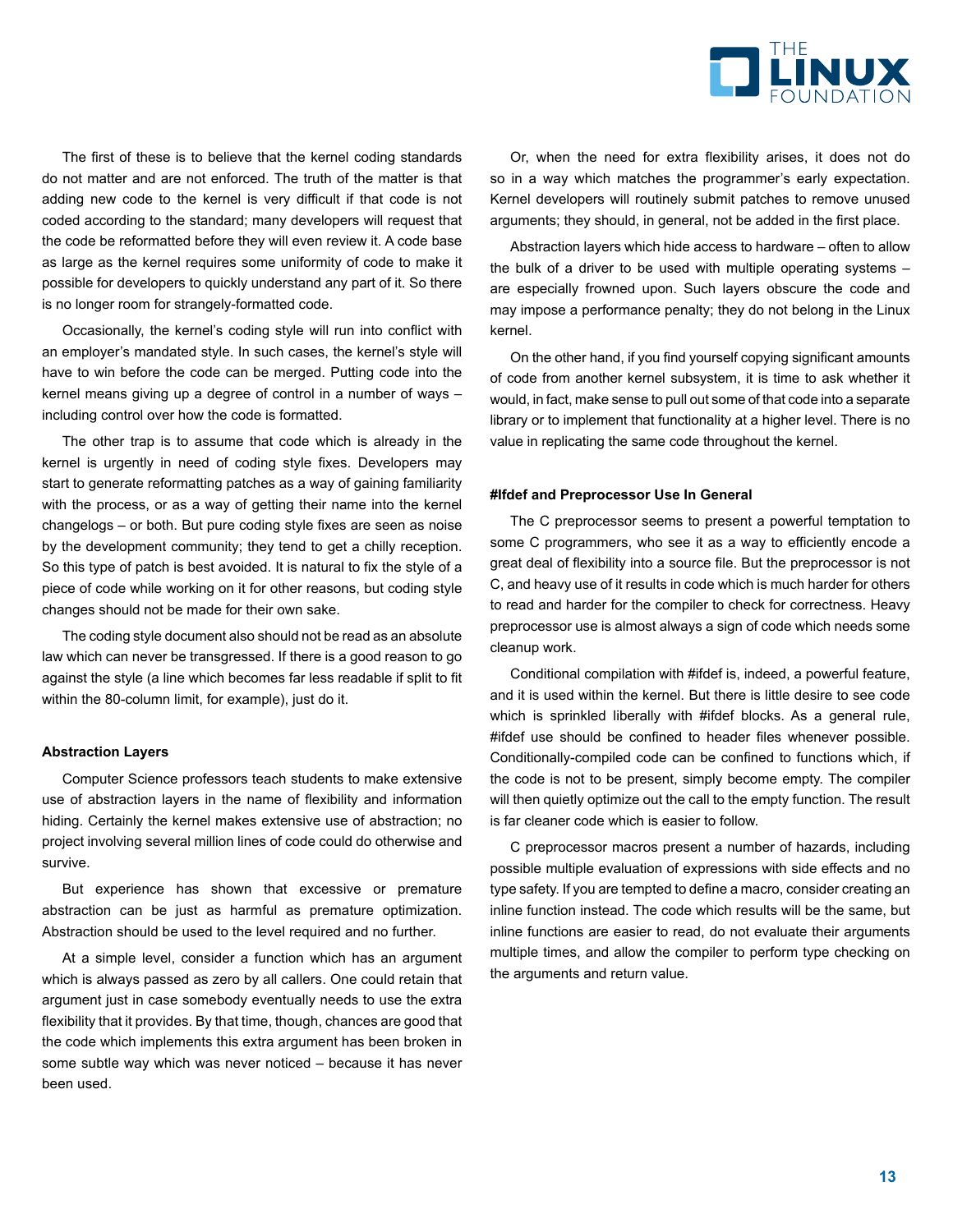The first of these is to believe that the kernel coding standards do not matter and are not enforced. The truth of the matter is that adding new code to the kernel is very difficult if that code is not coded according to the standard; many developers will request that the code be reformatted before they will even review it. A code base as large as the kernel requires some uniformity of code to make it possible for developers to quickly understand any part of it. So there is no longer room for strangely-formatted code.

Occasionally, the kernel's coding style will run into conflict with an employer's mandated style. In such cases, the kernel's style will have to win before the code can be merged. Putting code into the kernel means giving up a degree of control in a number of ways – including control over how the code is formatted.

The other trap is to assume that code which is already in the kernel is urgently in need of coding style fixes. Developers may start to generate reformatting patches as a way of gaining familiarity with the process, or as a way of getting their name into the kernel changelogs – or both. But pure coding style fixes are seen as noise by the development community; they tend to get a chilly reception. So this type of patch is best avoided. It is natural to fix the style of a piece of code while working on it for other reasons, but coding style changes should not be made for their own sake.

The coding style document also should not be read as an absolute law which can never be transgressed. If there is a good reason to go against the style (a line which becomes far less readable if split to fit within the 80-column limit, for example), just do it.

#### Abstraction Layers

Computer Science professors teach students to make extensive use of abstraction layers in the name of flexibility and information hiding. Certainly the kernel makes extensive use of abstraction; no project involving several million lines of code could do otherwise and survive.

But experience has shown that excessive or premature abstraction can be just as harmful as premature optimization. Abstraction should be used to the level required and no further.

At a simple level, consider a function which has an argument which is always passed as zero by all callers. One could retain that argument just in case somebody eventually needs to use the extra flexibility that it provides. By that time, though, chances are good that the code which implements this extra argument has been broken in some subtle way which was never noticed – because it has never been used.

Or, when the need for extra flexibility arises, it does not do so in a way which matches the programmer's early expectation. Kernel developers will routinely submit patches to remove unused arguments; they should, in general, not be added in the first place.

Abstraction layers which hide access to hardware – often to allow the bulk of a driver to be used with multiple operating systems – are especially frowned upon. Such layers obscure the code and may impose a performance penalty; they do not belong in the Linux kernel.

On the other hand, if you find yourself copying significant amounts of code from another kernel subsystem, it is time to ask whether it would, in fact, make sense to pull out some of that code into a separate library or to implement that functionality at a higher level. There is no value in replicating the same code throughout the kernel.

#### #Ifdef and Preprocessor Use In General

The C preprocessor seems to present a powerful temptation to some C programmers, who see it as a way to efficiently encode a great deal of flexibility into a source file. But the preprocessor is not C, and heavy use of it results in code which is much harder for others to read and harder for the compiler to check for correctness. Heavy preprocessor use is almost always a sign of code which needs some cleanup work.

Conditional compilation with #ifdef is, indeed, a powerful feature, and it is used within the kernel. But there is little desire to see code which is sprinkled liberally with #ifdef blocks. As a general rule, #ifdef use should be confined to header files whenever possible. Conditionally-compiled code can be confined to functions which, if the code is not to be present, simply become empty. The compiler will then quietly optimize out the call to the empty function. The result is far cleaner code which is easier to follow.

C preprocessor macros present a number of hazards, including possible multiple evaluation of expressions with side effects and no type safety. If you are tempted to define a macro, consider creating an inline function instead. The code which results will be the same, but inline functions are easier to read, do not evaluate their arguments multiple times, and allow the compiler to perform type checking on the arguments and return value.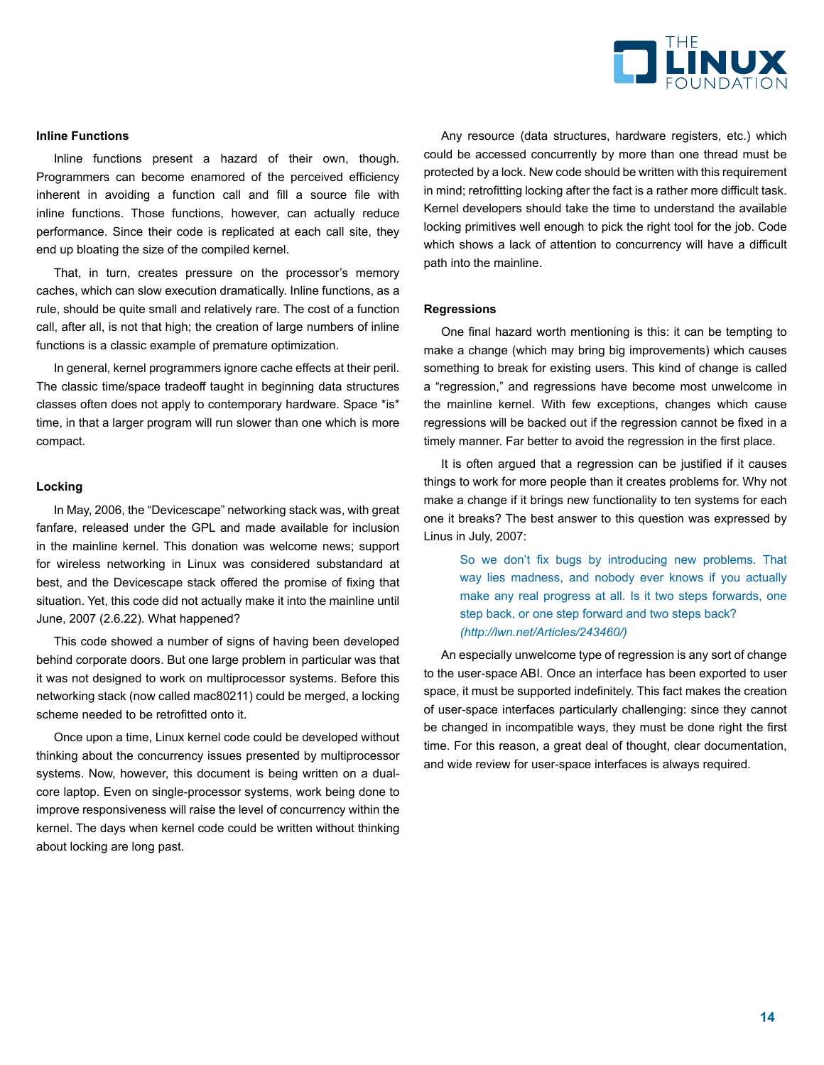### Inline Functions

Inline functions present a hazard of their own, though. Programmers can become enamored of the perceived efficiency inherent in avoiding a function call and fill a source file with inline functions. Those functions, however, can actually reduce performance. Since their code is replicated at each call site, they end up bloating the size of the compiled kernel.

That, in turn, creates pressure on the processor's memory caches, which can slow execution dramatically. Inline functions, as a rule, should be quite small and relatively rare. The cost of a function call, after all, is not that high; the creation of large numbers of inline functions is a classic example of premature optimization.

In general, kernel programmers ignore cache effects at their peril. The classic time/space tradeoff taught in beginning data structures classes often does not apply to contemporary hardware. Space *is* time, in that a larger program will run slower than one which is more compact.

### Locking

In May, 2006, the "Devicescape" networking stack was, with great fanfare, released under the GPL and made available for inclusion in the mainline kernel. This donation was welcome news; support for wireless networking in Linux was considered substandard at best, and the Devicescape stack offered the promise of fixing that situation. Yet, this code did not actually make it into the mainline until June, 2007 (2.6.22). What happened?

This code showed a number of signs of having been developed behind corporate doors. But one large problem in particular was that it was not designed to work on multiprocessor systems. Before this networking stack (now called mac80211) could be merged, a locking scheme needed to be retrofitted onto it.

Once upon a time, Linux kernel code could be developed without thinking about the concurrency issues presented by multiprocessor systems. Now, however, this document is being written on a dual-core laptop. Even on single-processor systems, work being done to improve responsiveness will raise the level of concurrency within the kernel. The days when kernel code could be written without thinking about locking are long past.

Any resource (data structures, hardware registers, etc.) which could be accessed concurrently by more than one thread must be protected by a lock. New code should be written with this requirement in mind; retrofitting locking after the fact is a rather more difficult task. Kernel developers should take the time to understand the available locking primitives well enough to pick the right tool for the job. Code which shows a lack of attention to concurrency will have a difficult path into the mainline.

### Regressions

One final hazard worth mentioning is this: it can be tempting to make a change (which may bring big improvements) which causes something to break for existing users. This kind of change is called a "regression," and regressions have become most unwelcome in the mainline kernel. With few exceptions, changes which cause regressions will be backed out if the regression cannot be fixed in a timely manner. Far better to avoid the regression in the first place.

It is often argued that a regression can be justified if it causes things to work for more people than it creates problems for. Why not make a change if it brings new functionality to ten systems for each one it breaks? The best answer to this question was expressed by Linus in July, 2007:

> So we don't fix bugs by introducing new problems. That way lies madness, and nobody ever knows if you actually make any real progress at all. Is it two steps forwards, one step back, or one step forward and two steps back?
> *(http://lwn.net/Articles/243460/)*

An especially unwelcome type of regression is any sort of change to the user-space ABI. Once an interface has been exported to user space, it must be supported indefinitely. This fact makes the creation of user-space interfaces particularly challenging: since they cannot be changed in incompatible ways, they must be done right the first time. For this reason, a great deal of thought, clear documentation, and wide review for user-space interfaces is always required.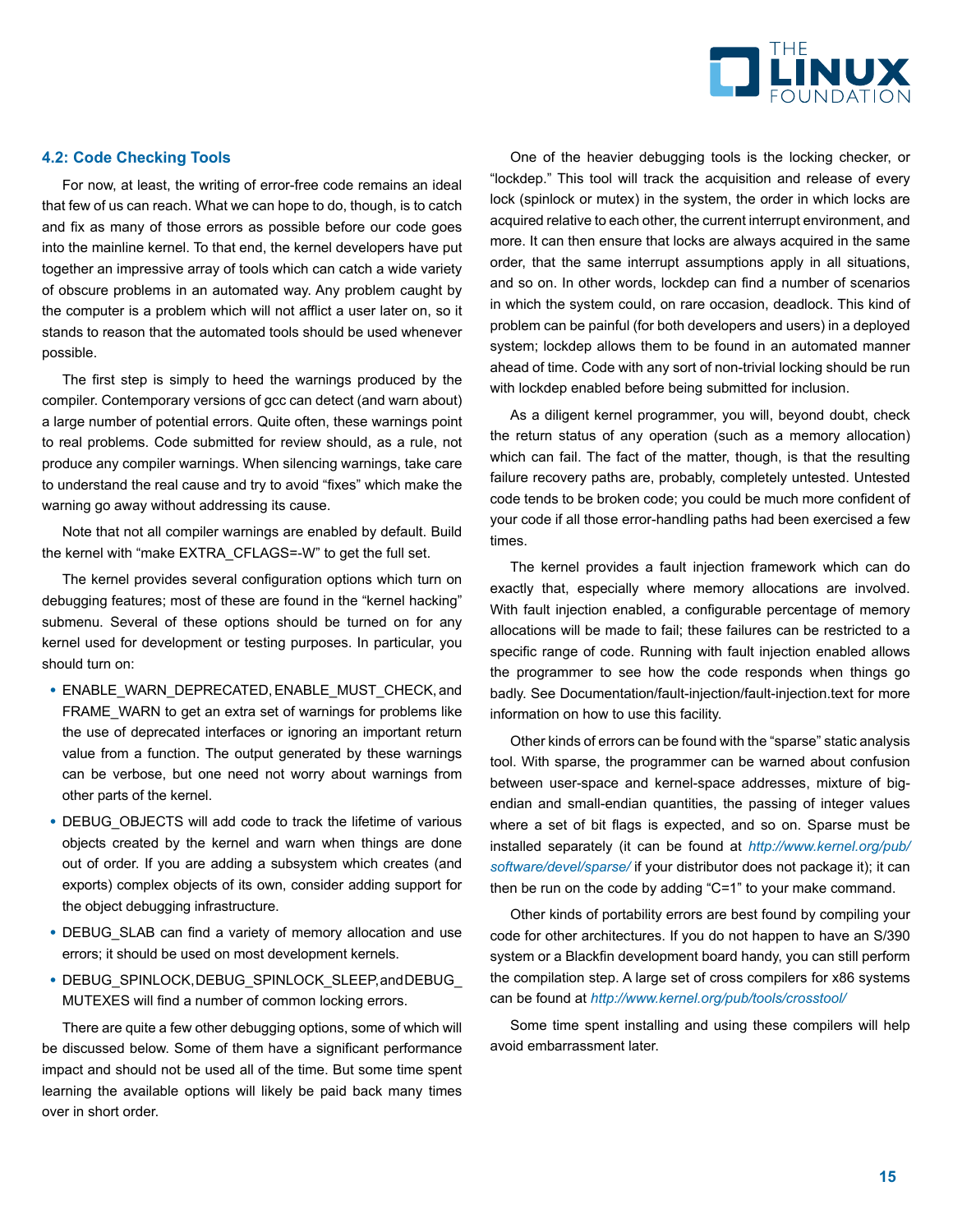### 4.2: Code Checking Tools

For now, at least, the writing of error-free code remains an ideal that few of us can reach. What we can hope to do, though, is to catch and fix as many of those errors as possible before our code goes into the mainline kernel. To that end, the kernel developers have put together an impressive array of tools which can catch a wide variety of obscure problems in an automated way. Any problem caught by the computer is a problem which will not afflict a user later on, so it stands to reason that the automated tools should be used whenever possible.

The first step is simply to heed the warnings produced by the compiler. Contemporary versions of gcc can detect (and warn about) a large number of potential errors. Quite often, these warnings point to real problems. Code submitted for review should, as a rule, not produce any compiler warnings. When silencing warnings, take care to understand the real cause and try to avoid "fixes" which make the warning go away without addressing its cause.

Note that not all compiler warnings are enabled by default. Build the kernel with "make EXTRA_CFLAGS=-W" to get the full set.

The kernel provides several configuration options which turn on debugging features; most of these are found in the "kernel hacking" submenu. Several of these options should be turned on for any kernel used for development or testing purposes. In particular, you should turn on:

- ENABLE_WARN_DEPRECATED, ENABLE_MUST_CHECK, and FRAME_WARN to get an extra set of warnings for problems like the use of deprecated interfaces or ignoring an important return value from a function. The output generated by these warnings can be verbose, but one need not worry about warnings from other parts of the kernel.
- DEBUG_OBJECTS will add code to track the lifetime of various objects created by the kernel and warn when things are done out of order. If you are adding a subsystem which creates (and exports) complex objects of its own, consider adding support for the object debugging infrastructure.
- DEBUG_SLAB can find a variety of memory allocation and use errors; it should be used on most development kernels.
- DEBUG_SPINLOCK, DEBUG_SPINLOCK_SLEEP, and DEBUG_MUTEXES will find a number of common locking errors.

There are quite a few other debugging options, some of which will be discussed below. Some of them have a significant performance impact and should not be used all of the time. But some time spent learning the available options will likely be paid back many times over in short order.

One of the heavier debugging tools is the locking checker, or "lockdep." This tool will track the acquisition and release of every lock (spinlock or mutex) in the system, the order in which locks are acquired relative to each other, the current interrupt environment, and more. It can then ensure that locks are always acquired in the same order, that the same interrupt assumptions apply in all situations, and so on. In other words, lockdep can find a number of scenarios in which the system could, on rare occasion, deadlock. This kind of problem can be painful (for both developers and users) in a deployed system; lockdep allows them to be found in an automated manner ahead of time. Code with any sort of non-trivial locking should be run with lockdep enabled before being submitted for inclusion.

As a diligent kernel programmer, you will, beyond doubt, check the return status of any operation (such as a memory allocation) which can fail. The fact of the matter, though, is that the resulting failure recovery paths are, probably, completely untested. Untested code tends to be broken code; you could be much more confident of your code if all those error-handling paths had been exercised a few times.

The kernel provides a fault injection framework which can do exactly that, especially where memory allocations are involved. With fault injection enabled, a configurable percentage of memory allocations will be made to fail; these failures can be restricted to a specific range of code. Running with fault injection enabled allows the programmer to see how the code responds when things go badly. See Documentation/fault-injection/fault-injection.text for more information on how to use this facility.

Other kinds of errors can be found with the "sparse" static analysis tool. With sparse, the programmer can be warned about confusion between user-space and kernel-space addresses, mixture of big-endian and small-endian quantities, the passing of integer values where a set of bit flags is expected, and so on. Sparse must be installed separately (it can be found at *http://www.kernel.org/pub/software/devel/sparse/* if your distributor does not package it); it can then be run on the code by adding "C=1" to your make command.

Other kinds of portability errors are best found by compiling your code for other architectures. If you do not happen to have an S/390 system or a Blackfin development board handy, you can still perform the compilation step. A large set of cross compilers for x86 systems can be found at *http://www.kernel.org/pub/tools/crosstool/*

Some time spent installing and using these compilers will help avoid embarrassment later.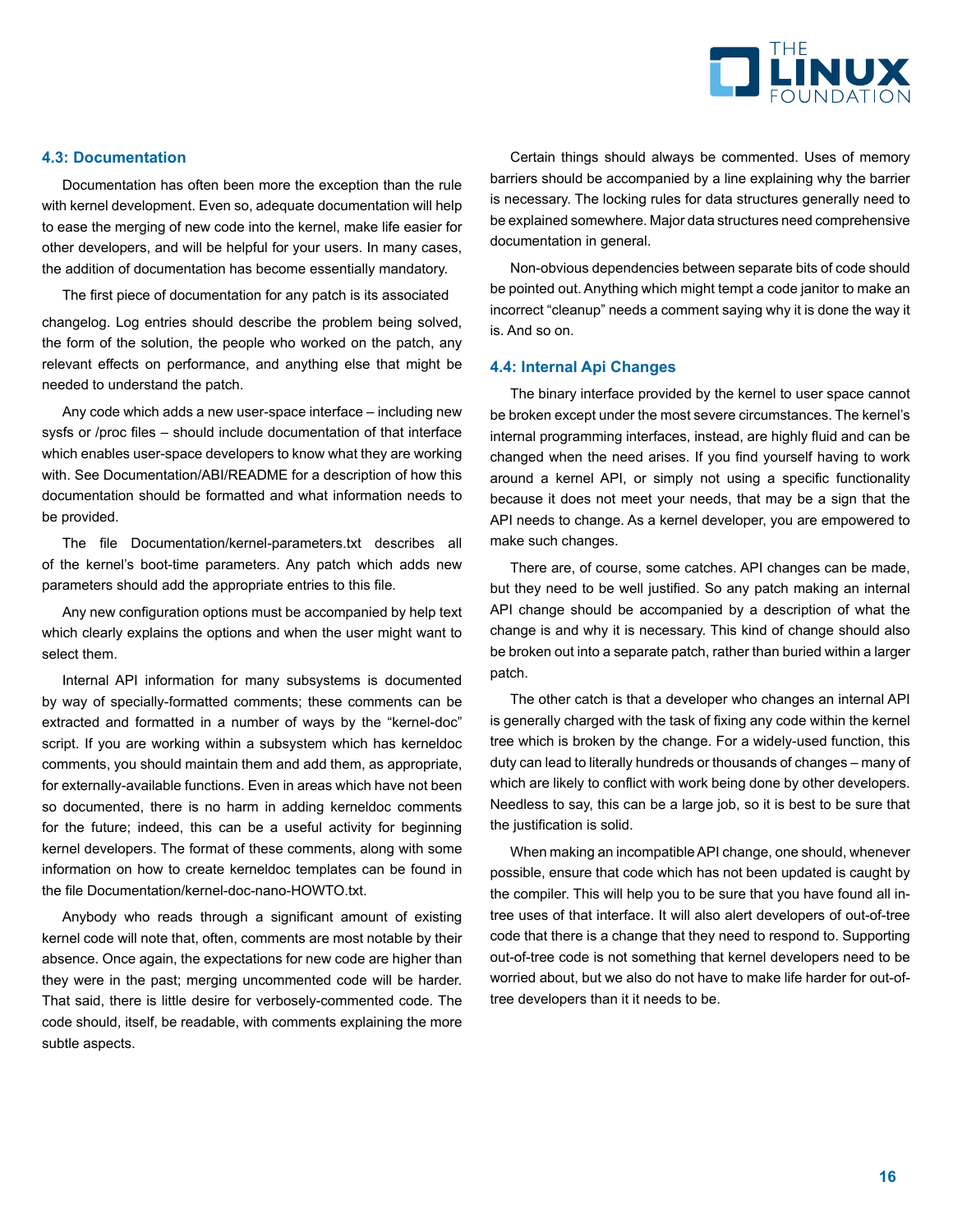### 4.3: Documentation

Documentation has often been more the exception than the rule with kernel development. Even so, adequate documentation will help to ease the merging of new code into the kernel, make life easier for other developers, and will be helpful for your users. In many cases, the addition of documentation has become essentially mandatory.

The first piece of documentation for any patch is its associated changelog. Log entries should describe the problem being solved, the form of the solution, the people who worked on the patch, any relevant effects on performance, and anything else that might be needed to understand the patch.

Any code which adds a new user-space interface – including new sysfs or /proc files – should include documentation of that interface which enables user-space developers to know what they are working with. See Documentation/ABI/README for a description of how this documentation should be formatted and what information needs to be provided.

The file Documentation/kernel-parameters.txt describes all of the kernel's boot-time parameters. Any patch which adds new parameters should add the appropriate entries to this file.

Any new configuration options must be accompanied by help text which clearly explains the options and when the user might want to select them.

Internal API information for many subsystems is documented by way of specially-formatted comments; these comments can be extracted and formatted in a number of ways by the "kernel-doc" script. If you are working within a subsystem which has kerneldoc comments, you should maintain them and add them, as appropriate, for externally-available functions. Even in areas which have not been so documented, there is no harm in adding kerneldoc comments for the future; indeed, this can be a useful activity for beginning kernel developers. The format of these comments, along with some information on how to create kerneldoc templates can be found in the file Documentation/kernel-doc-nano-HOWTO.txt.

Anybody who reads through a significant amount of existing kernel code will note that, often, comments are most notable by their absence. Once again, the expectations for new code are higher than they were in the past; merging uncommented code will be harder. That said, there is little desire for verbosely-commented code. The code should, itself, be readable, with comments explaining the more subtle aspects.

Certain things should always be commented. Uses of memory barriers should be accompanied by a line explaining why the barrier is necessary. The locking rules for data structures generally need to be explained somewhere. Major data structures need comprehensive documentation in general.

Non-obvious dependencies between separate bits of code should be pointed out. Anything which might tempt a code janitor to make an incorrect "cleanup" needs a comment saying why it is done the way it is. And so on.

### 4.4: Internal Api Changes

The binary interface provided by the kernel to user space cannot be broken except under the most severe circumstances. The kernel's internal programming interfaces, instead, are highly fluid and can be changed when the need arises. If you find yourself having to work around a kernel API, or simply not using a specific functionality because it does not meet your needs, that may be a sign that the API needs to change. As a kernel developer, you are empowered to make such changes.

There are, of course, some catches. API changes can be made, but they need to be well justified. So any patch making an internal API change should be accompanied by a description of what the change is and why it is necessary. This kind of change should also be broken out into a separate patch, rather than buried within a larger patch.

The other catch is that a developer who changes an internal API is generally charged with the task of fixing any code within the kernel tree which is broken by the change. For a widely-used function, this duty can lead to literally hundreds or thousands of changes – many of which are likely to conflict with work being done by other developers. Needless to say, this can be a large job, so it is best to be sure that the justification is solid.

When making an incompatible API change, one should, whenever possible, ensure that code which has not been updated is caught by the compiler. This will help you to be sure that you have found all in-tree uses of that interface. It will also alert developers of out-of-tree code that there is a change that they need to respond to. Supporting out-of-tree code is not something that kernel developers need to be worried about, but we also do not have to make life harder for out-of-tree developers than it it needs to be.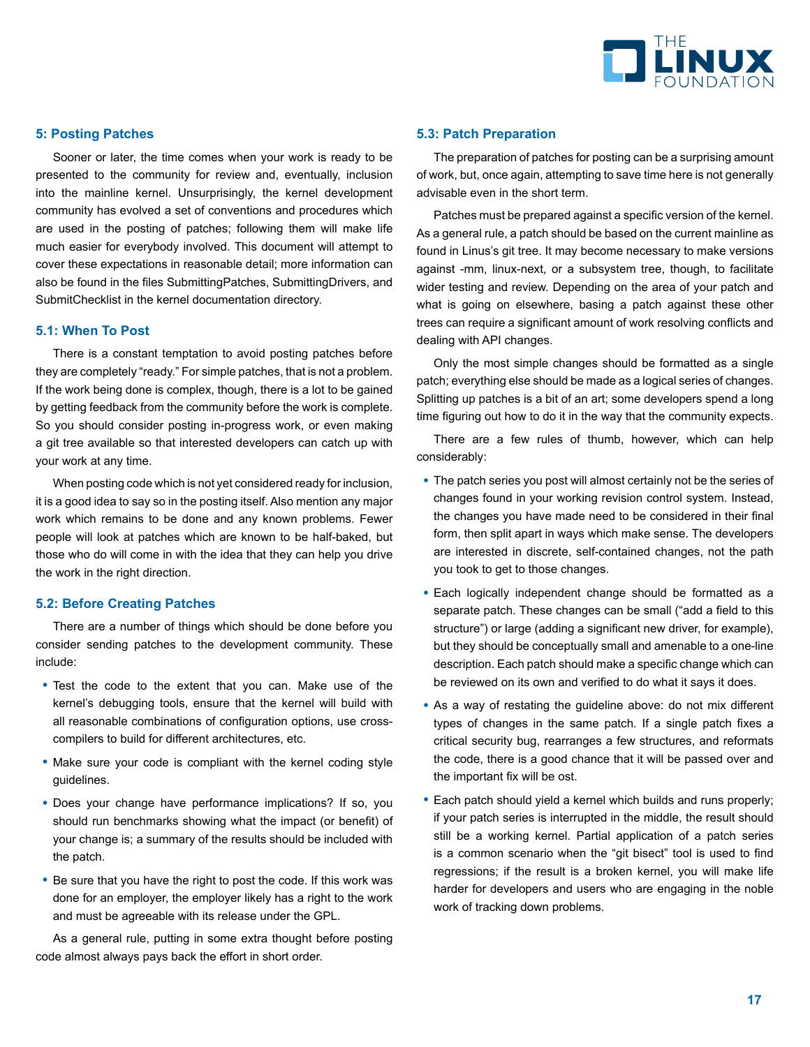## 5: Posting Patches

Sooner or later, the time comes when your work is ready to be presented to the community for review and, eventually, inclusion into the mainline kernel. Unsurprisingly, the kernel development community has evolved a set of conventions and procedures which are used in the posting of patches; following them will make life much easier for everybody involved. This document will attempt to cover these expectations in reasonable detail; more information can also be found in the files SubmittingPatches, SubmittingDrivers, and SubmitChecklist in the kernel documentation directory.

### 5.1: When To Post

There is a constant temptation to avoid posting patches before they are completely "ready." For simple patches, that is not a problem. If the work being done is complex, though, there is a lot to be gained by getting feedback from the community before the work is complete. So you should consider posting in-progress work, or even making a git tree available so that interested developers can catch up with your work at any time.

When posting code which is not yet considered ready for inclusion, it is a good idea to say so in the posting itself. Also mention any major work which remains to be done and any known problems. Fewer people will look at patches which are known to be half-baked, but those who do will come in with the idea that they can help you drive the work in the right direction.

### 5.2: Before Creating Patches

There are a number of things which should be done before you consider sending patches to the development community. These include:

- Test the code to the extent that you can. Make use of the kernel's debugging tools, ensure that the kernel will build with all reasonable combinations of configuration options, use cross-compilers to build for different architectures, etc.
- Make sure your code is compliant with the kernel coding style guidelines.
- Does your change have performance implications? If so, you should run benchmarks showing what the impact (or benefit) of your change is; a summary of the results should be included with the patch.
- Be sure that you have the right to post the code. If this work was done for an employer, the employer likely has a right to the work and must be agreeable with its release under the GPL.

As a general rule, putting in some extra thought before posting code almost always pays back the effort in short order.

### 5.3: Patch Preparation

The preparation of patches for posting can be a surprising amount of work, but, once again, attempting to save time here is not generally advisable even in the short term.

Patches must be prepared against a specific version of the kernel. As a general rule, a patch should be based on the current mainline as found in Linus's git tree. It may become necessary to make versions against -mm, linux-next, or a subsystem tree, though, to facilitate wider testing and review. Depending on the area of your patch and what is going on elsewhere, basing a patch against these other trees can require a significant amount of work resolving conflicts and dealing with API changes.

Only the most simple changes should be formatted as a single patch; everything else should be made as a logical series of changes. Splitting up patches is a bit of an art; some developers spend a long time figuring out how to do it in the way that the community expects.

There are a few rules of thumb, however, which can help considerably:

- The patch series you post will almost certainly not be the series of changes found in your working revision control system. Instead, the changes you have made need to be considered in their final form, then split apart in ways which make sense. The developers are interested in discrete, self-contained changes, not the path you took to get to those changes.
- Each logically independent change should be formatted as a separate patch. These changes can be small ("add a field to this structure") or large (adding a significant new driver, for example), but they should be conceptually small and amenable to a one-line description. Each patch should make a specific change which can be reviewed on its own and verified to do what it says it does.
- As a way of restating the guideline above: do not mix different types of changes in the same patch. If a single patch fixes a critical security bug, rearranges a few structures, and reformats the code, there is a good chance that it will be passed over and the important fix will be ost.
- Each patch should yield a kernel which builds and runs properly; if your patch series is interrupted in the middle, the result should still be a working kernel. Partial application of a patch series is a common scenario when the "git bisect" tool is used to find regressions; if the result is a broken kernel, you will make life harder for developers and users who are engaging in the noble work of tracking down problems.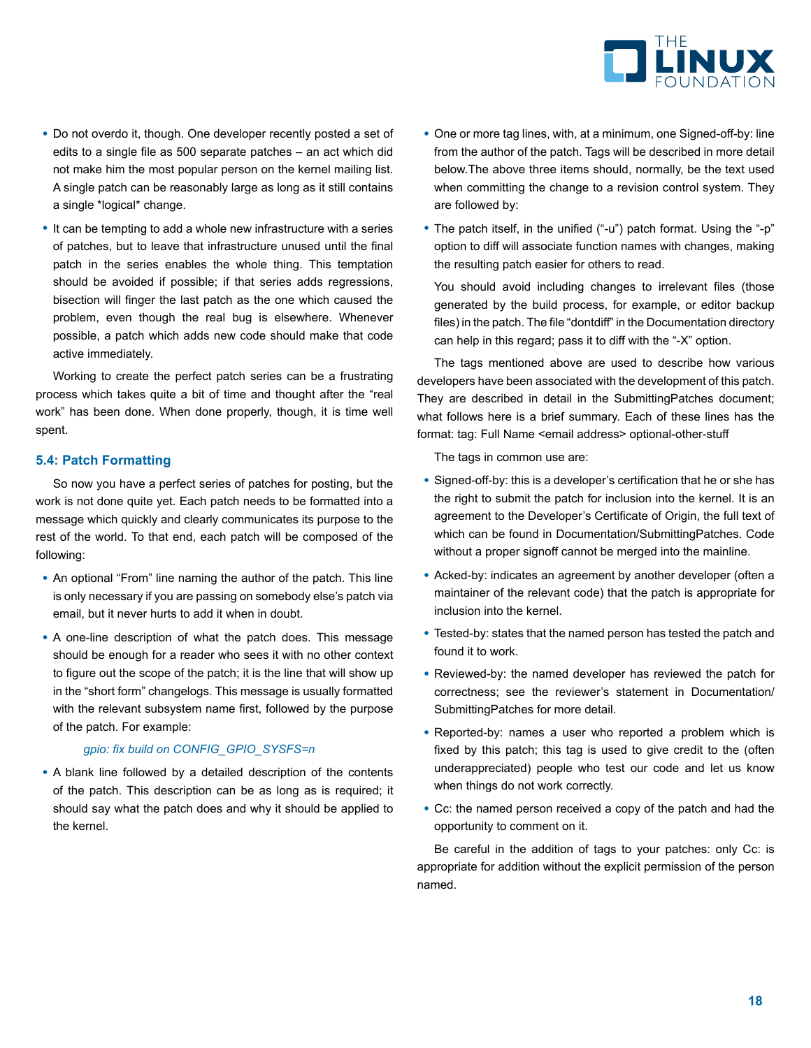- Do not overdo it, though. One developer recently posted a set of edits to a single file as 500 separate patches – an act which did not make him the most popular person on the kernel mailing list. A single patch can be reasonably large as long as it still contains a single *logical* change.
- It can be tempting to add a whole new infrastructure with a series of patches, but to leave that infrastructure unused until the final patch in the series enables the whole thing. This temptation should be avoided if possible; if that series adds regressions, bisection will finger the last patch as the one which caused the problem, even though the real bug is elsewhere. Whenever possible, a patch which adds new code should make that code active immediately.

Working to create the perfect patch series can be a frustrating process which takes quite a bit of time and thought after the "real work" has been done. When done properly, though, it is time well spent.

### 5.4: Patch Formatting

So now you have a perfect series of patches for posting, but the work is not done quite yet. Each patch needs to be formatted into a message which quickly and clearly communicates its purpose to the rest of the world. To that end, each patch will be composed of the following:

- An optional "From" line naming the author of the patch. This line is only necessary if you are passing on somebody else's patch via email, but it never hurts to add it when in doubt.
- A one-line description of what the patch does. This message should be enough for a reader who sees it with no other context to figure out the scope of the patch; it is the line that will show up in the "short form" changelogs. This message is usually formatted with the relevant subsystem name first, followed by the purpose of the patch. For example:

  *gpio: fix build on CONFIG_GPIO_SYSFS=n*

- A blank line followed by a detailed description of the contents of the patch. This description can be as long as is required; it should say what the patch does and why it should be applied to the kernel.
- One or more tag lines, with, at a minimum, one Signed-off-by: line from the author of the patch. Tags will be described in more detail below.The above three items should, normally, be the text used when committing the change to a revision control system. They are followed by:
- The patch itself, in the unified ("-u") patch format. Using the "-p" option to diff will associate function names with changes, making the resulting patch easier for others to read.

  You should avoid including changes to irrelevant files (those generated by the build process, for example, or editor backup files) in the patch. The file "dontdiff" in the Documentation directory can help in this regard; pass it to diff with the "-X" option.

The tags mentioned above are used to describe how various developers have been associated with the development of this patch. They are described in detail in the SubmittingPatches document; what follows here is a brief summary. Each of these lines has the format: tag: Full Name <email address> optional-other-stuff

The tags in common use are:

- Signed-off-by: this is a developer's certification that he or she has the right to submit the patch for inclusion into the kernel. It is an agreement to the Developer's Certificate of Origin, the full text of which can be found in Documentation/SubmittingPatches. Code without a proper signoff cannot be merged into the mainline.
- Acked-by: indicates an agreement by another developer (often a maintainer of the relevant code) that the patch is appropriate for inclusion into the kernel.
- Tested-by: states that the named person has tested the patch and found it to work.
- Reviewed-by: the named developer has reviewed the patch for correctness; see the reviewer's statement in Documentation/SubmittingPatches for more detail.
- Reported-by: names a user who reported a problem which is fixed by this patch; this tag is used to give credit to the (often underappreciated) people who test our code and let us know when things do not work correctly.
- Cc: the named person received a copy of the patch and had the opportunity to comment on it.

Be careful in the addition of tags to your patches: only Cc: is appropriate for addition without the explicit permission of the person named.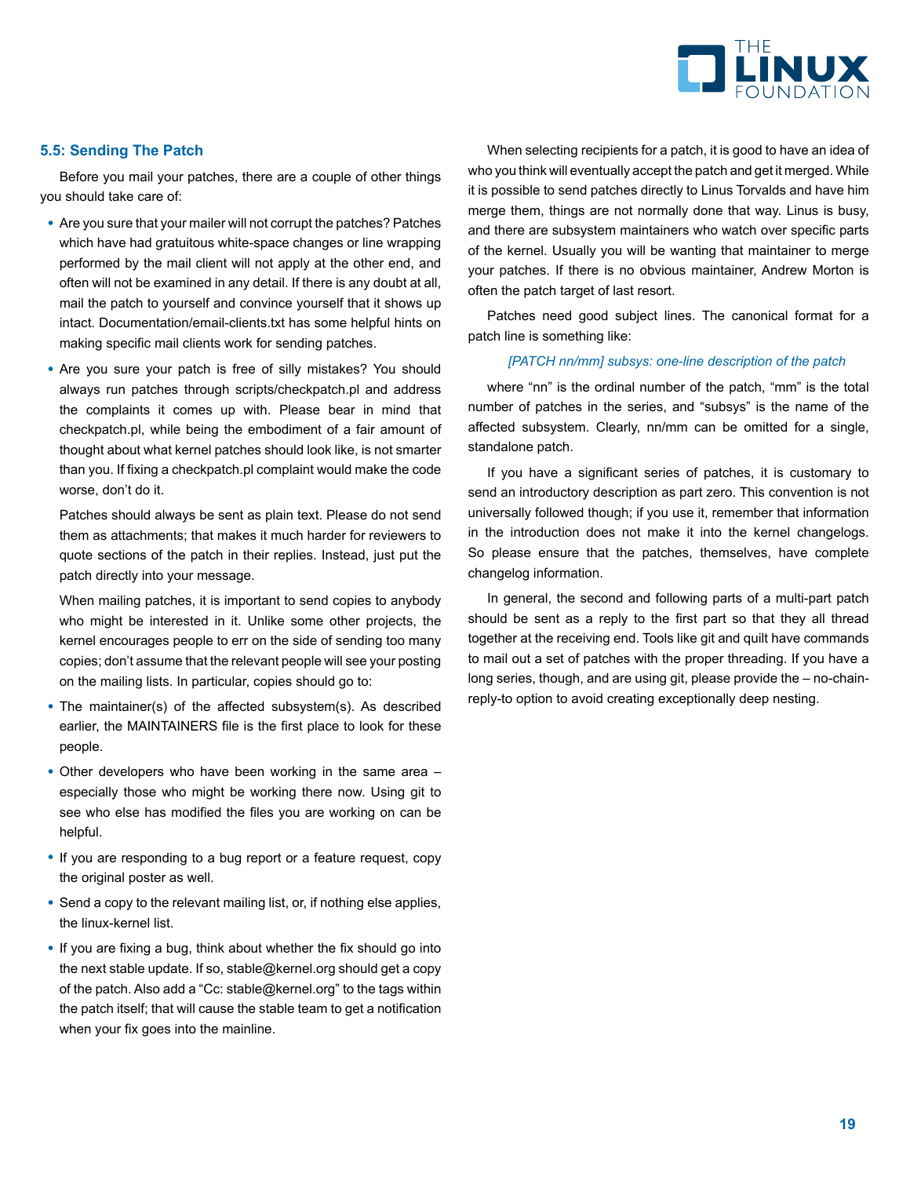### 5.5: Sending The Patch

Before you mail your patches, there are a couple of other things you should take care of:

- Are you sure that your mailer will not corrupt the patches? Patches which have had gratuitous white-space changes or line wrapping performed by the mail client will not apply at the other end, and often will not be examined in any detail. If there is any doubt at all, mail the patch to yourself and convince yourself that it shows up intact. Documentation/email-clients.txt has some helpful hints on making specific mail clients work for sending patches.
- Are you sure your patch is free of silly mistakes? You should always run patches through scripts/checkpatch.pl and address the complaints it comes up with. Please bear in mind that checkpatch.pl, while being the embodiment of a fair amount of thought about what kernel patches should look like, is not smarter than you. If fixing a checkpatch.pl complaint would make the code worse, don't do it.

  Patches should always be sent as plain text. Please do not send them as attachments; that makes it much harder for reviewers to quote sections of the patch in their replies. Instead, just put the patch directly into your message.

  When mailing patches, it is important to send copies to anybody who might be interested in it. Unlike some other projects, the kernel encourages people to err on the side of sending too many copies; don't assume that the relevant people will see your posting on the mailing lists. In particular, copies should go to:

- The maintainer(s) of the affected subsystem(s). As described earlier, the MAINTAINERS file is the first place to look for these people.
- Other developers who have been working in the same area – especially those who might be working there now. Using git to see who else has modified the files you are working on can be helpful.
- If you are responding to a bug report or a feature request, copy the original poster as well.
- Send a copy to the relevant mailing list, or, if nothing else applies, the linux-kernel list.
- If you are fixing a bug, think about whether the fix should go into the next stable update. If so, stable@kernel.org should get a copy of the patch. Also add a "Cc: stable@kernel.org" to the tags within the patch itself; that will cause the stable team to get a notification when your fix goes into the mainline.

When selecting recipients for a patch, it is good to have an idea of who you think will eventually accept the patch and get it merged. While it is possible to send patches directly to Linus Torvalds and have him merge them, things are not normally done that way. Linus is busy, and there are subsystem maintainers who watch over specific parts of the kernel. Usually you will be wanting that maintainer to merge your patches. If there is no obvious maintainer, Andrew Morton is often the patch target of last resort.

Patches need good subject lines. The canonical format for a patch line is something like:

*[PATCH nn/mm] subsys: one-line description of the patch*

where "nn" is the ordinal number of the patch, "mm" is the total number of patches in the series, and "subsys" is the name of the affected subsystem. Clearly, nn/mm can be omitted for a single, standalone patch.

If you have a significant series of patches, it is customary to send an introductory description as part zero. This convention is not universally followed though; if you use it, remember that information in the introduction does not make it into the kernel changelogs. So please ensure that the patches, themselves, have complete changelog information.

In general, the second and following parts of a multi-part patch should be sent as a reply to the first part so that they all thread together at the receiving end. Tools like git and quilt have commands to mail out a set of patches with the proper threading. If you have a long series, though, and are using git, please provide the – no-chain-reply-to option to avoid creating exceptionally deep nesting.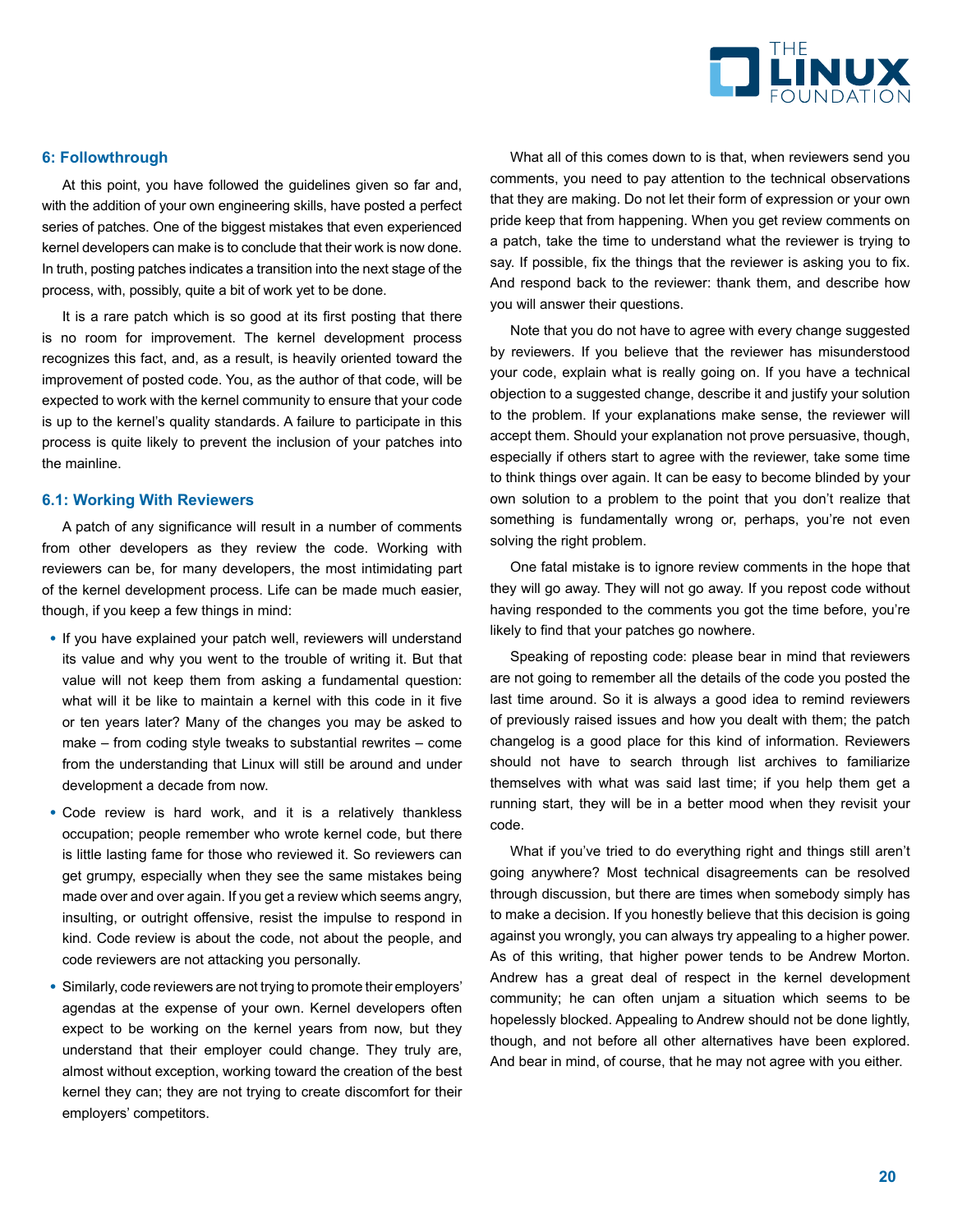## 6: Followthrough

At this point, you have followed the guidelines given so far and, with the addition of your own engineering skills, have posted a perfect series of patches. One of the biggest mistakes that even experienced kernel developers can make is to conclude that their work is now done. In truth, posting patches indicates a transition into the next stage of the process, with, possibly, quite a bit of work yet to be done.

It is a rare patch which is so good at its first posting that there is no room for improvement. The kernel development process recognizes this fact, and, as a result, is heavily oriented toward the improvement of posted code. You, as the author of that code, will be expected to work with the kernel community to ensure that your code is up to the kernel's quality standards. A failure to participate in this process is quite likely to prevent the inclusion of your patches into the mainline.

### 6.1: Working With Reviewers

A patch of any significance will result in a number of comments from other developers as they review the code. Working with reviewers can be, for many developers, the most intimidating part of the kernel development process. Life can be made much easier, though, if you keep a few things in mind:

- If you have explained your patch well, reviewers will understand its value and why you went to the trouble of writing it. But that value will not keep them from asking a fundamental question: what will it be like to maintain a kernel with this code in it five or ten years later? Many of the changes you may be asked to make – from coding style tweaks to substantial rewrites – come from the understanding that Linux will still be around and under development a decade from now.
- Code review is hard work, and it is a relatively thankless occupation; people remember who wrote kernel code, but there is little lasting fame for those who reviewed it. So reviewers can get grumpy, especially when they see the same mistakes being made over and over again. If you get a review which seems angry, insulting, or outright offensive, resist the impulse to respond in kind. Code review is about the code, not about the people, and code reviewers are not attacking you personally.
- Similarly, code reviewers are not trying to promote their employers' agendas at the expense of your own. Kernel developers often expect to be working on the kernel years from now, but they understand that their employer could change. They truly are, almost without exception, working toward the creation of the best kernel they can; they are not trying to create discomfort for their employers' competitors.

What all of this comes down to is that, when reviewers send you comments, you need to pay attention to the technical observations that they are making. Do not let their form of expression or your own pride keep that from happening. When you get review comments on a patch, take the time to understand what the reviewer is trying to say. If possible, fix the things that the reviewer is asking you to fix. And respond back to the reviewer: thank them, and describe how you will answer their questions.

Note that you do not have to agree with every change suggested by reviewers. If you believe that the reviewer has misunderstood your code, explain what is really going on. If you have a technical objection to a suggested change, describe it and justify your solution to the problem. If your explanations make sense, the reviewer will accept them. Should your explanation not prove persuasive, though, especially if others start to agree with the reviewer, take some time to think things over again. It can be easy to become blinded by your own solution to a problem to the point that you don't realize that something is fundamentally wrong or, perhaps, you're not even solving the right problem.

One fatal mistake is to ignore review comments in the hope that they will go away. They will not go away. If you repost code without having responded to the comments you got the time before, you're likely to find that your patches go nowhere.

Speaking of reposting code: please bear in mind that reviewers are not going to remember all the details of the code you posted the last time around. So it is always a good idea to remind reviewers of previously raised issues and how you dealt with them; the patch changelog is a good place for this kind of information. Reviewers should not have to search through list archives to familiarize themselves with what was said last time; if you help them get a running start, they will be in a better mood when they revisit your code.

What if you've tried to do everything right and things still aren't going anywhere? Most technical disagreements can be resolved through discussion, but there are times when somebody simply has to make a decision. If you honestly believe that this decision is going against you wrongly, you can always try appealing to a higher power. As of this writing, that higher power tends to be Andrew Morton. Andrew has a great deal of respect in the kernel development community; he can often unjam a situation which seems to be hopelessly blocked. Appealing to Andrew should not be done lightly, though, and not before all other alternatives have been explored. And bear in mind, of course, that he may not agree with you either.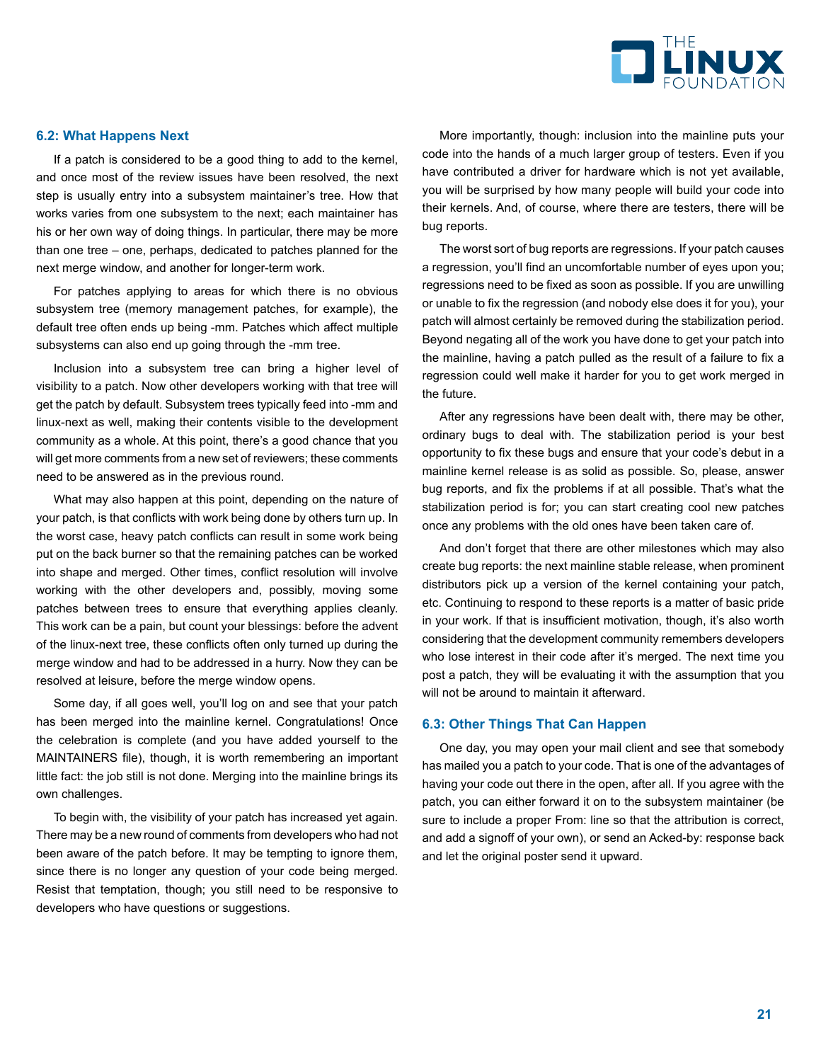### 6.2: What Happens Next

If a patch is considered to be a good thing to add to the kernel, and once most of the review issues have been resolved, the next step is usually entry into a subsystem maintainer's tree. How that works varies from one subsystem to the next; each maintainer has his or her own way of doing things. In particular, there may be more than one tree – one, perhaps, dedicated to patches planned for the next merge window, and another for longer-term work.

For patches applying to areas for which there is no obvious subsystem tree (memory management patches, for example), the default tree often ends up being -mm. Patches which affect multiple subsystems can also end up going through the -mm tree.

Inclusion into a subsystem tree can bring a higher level of visibility to a patch. Now other developers working with that tree will get the patch by default. Subsystem trees typically feed into -mm and linux-next as well, making their contents visible to the development community as a whole. At this point, there's a good chance that you will get more comments from a new set of reviewers; these comments need to be answered as in the previous round.

What may also happen at this point, depending on the nature of your patch, is that conflicts with work being done by others turn up. In the worst case, heavy patch conflicts can result in some work being put on the back burner so that the remaining patches can be worked into shape and merged. Other times, conflict resolution will involve working with the other developers and, possibly, moving some patches between trees to ensure that everything applies cleanly. This work can be a pain, but count your blessings: before the advent of the linux-next tree, these conflicts often only turned up during the merge window and had to be addressed in a hurry. Now they can be resolved at leisure, before the merge window opens.

Some day, if all goes well, you'll log on and see that your patch has been merged into the mainline kernel. Congratulations! Once the celebration is complete (and you have added yourself to the MAINTAINERS file), though, it is worth remembering an important little fact: the job still is not done. Merging into the mainline brings its own challenges.

To begin with, the visibility of your patch has increased yet again. There may be a new round of comments from developers who had not been aware of the patch before. It may be tempting to ignore them, since there is no longer any question of your code being merged. Resist that temptation, though; you still need to be responsive to developers who have questions or suggestions.

More importantly, though: inclusion into the mainline puts your code into the hands of a much larger group of testers. Even if you have contributed a driver for hardware which is not yet available, you will be surprised by how many people will build your code into their kernels. And, of course, where there are testers, there will be bug reports.

The worst sort of bug reports are regressions. If your patch causes a regression, you'll find an uncomfortable number of eyes upon you; regressions need to be fixed as soon as possible. If you are unwilling or unable to fix the regression (and nobody else does it for you), your patch will almost certainly be removed during the stabilization period. Beyond negating all of the work you have done to get your patch into the mainline, having a patch pulled as the result of a failure to fix a regression could well make it harder for you to get work merged in the future.

After any regressions have been dealt with, there may be other, ordinary bugs to deal with. The stabilization period is your best opportunity to fix these bugs and ensure that your code's debut in a mainline kernel release is as solid as possible. So, please, answer bug reports, and fix the problems if at all possible. That's what the stabilization period is for; you can start creating cool new patches once any problems with the old ones have been taken care of.

And don't forget that there are other milestones which may also create bug reports: the next mainline stable release, when prominent distributors pick up a version of the kernel containing your patch, etc. Continuing to respond to these reports is a matter of basic pride in your work. If that is insufficient motivation, though, it's also worth considering that the development community remembers developers who lose interest in their code after it's merged. The next time you post a patch, they will be evaluating it with the assumption that you will not be around to maintain it afterward.

### 6.3: Other Things That Can Happen

One day, you may open your mail client and see that somebody has mailed you a patch to your code. That is one of the advantages of having your code out there in the open, after all. If you agree with the patch, you can either forward it on to the subsystem maintainer (be sure to include a proper From: line so that the attribution is correct, and add a signoff of your own), or send an Acked-by: response back and let the original poster send it upward.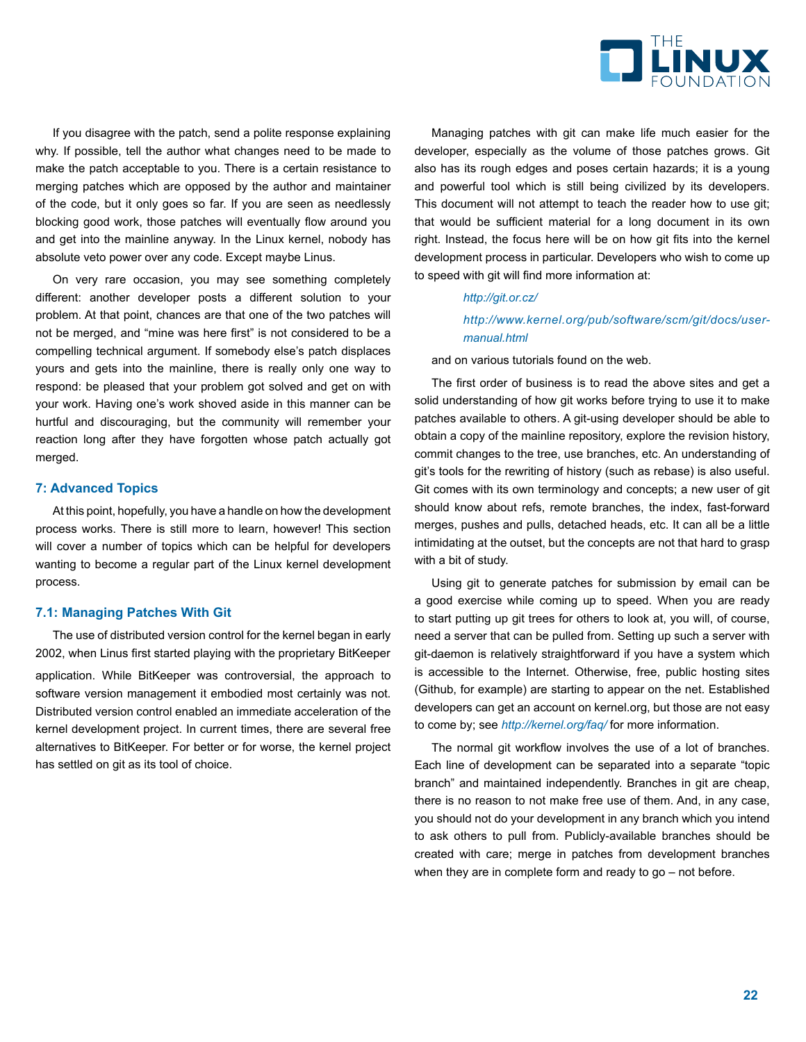If you disagree with the patch, send a polite response explaining why. If possible, tell the author what changes need to be made to make the patch acceptable to you. There is a certain resistance to merging patches which are opposed by the author and maintainer of the code, but it only goes so far. If you are seen as needlessly blocking good work, those patches will eventually flow around you and get into the mainline anyway. In the Linux kernel, nobody has absolute veto power over any code. Except maybe Linus.

On very rare occasion, you may see something completely different: another developer posts a different solution to your problem. At that point, chances are that one of the two patches will not be merged, and "mine was here first" is not considered to be a compelling technical argument. If somebody else's patch displaces yours and gets into the mainline, there is really only one way to respond: be pleased that your problem got solved and get on with your work. Having one's work shoved aside in this manner can be hurtful and discouraging, but the community will remember your reaction long after they have forgotten whose patch actually got merged.

## 7: Advanced Topics

At this point, hopefully, you have a handle on how the development process works. There is still more to learn, however! This section will cover a number of topics which can be helpful for developers wanting to become a regular part of the Linux kernel development process.

### 7.1: Managing Patches With Git

The use of distributed version control for the kernel began in early 2002, when Linus first started playing with the proprietary BitKeeper application. While BitKeeper was controversial, the approach to software version management it embodied most certainly was not. Distributed version control enabled an immediate acceleration of the kernel development project. In current times, there are several free alternatives to BitKeeper. For better or for worse, the kernel project has settled on git as its tool of choice.

Managing patches with git can make life much easier for the developer, especially as the volume of those patches grows. Git also has its rough edges and poses certain hazards; it is a young and powerful tool which is still being civilized by its developers. This document will not attempt to teach the reader how to use git; that would be sufficient material for a long document in its own right. Instead, the focus here will be on how git fits into the kernel development process in particular. Developers who wish to come up to speed with git will find more information at:

> *http://git.or.cz/*
>
> *http://www.kernel.org/pub/software/scm/git/docs/user-manual.html*

and on various tutorials found on the web.

The first order of business is to read the above sites and get a solid understanding of how git works before trying to use it to make patches available to others. A git-using developer should be able to obtain a copy of the mainline repository, explore the revision history, commit changes to the tree, use branches, etc. An understanding of git's tools for the rewriting of history (such as rebase) is also useful. Git comes with its own terminology and concepts; a new user of git should know about refs, remote branches, the index, fast-forward merges, pushes and pulls, detached heads, etc. It can all be a little intimidating at the outset, but the concepts are not that hard to grasp with a bit of study.

Using git to generate patches for submission by email can be a good exercise while coming up to speed. When you are ready to start putting up git trees for others to look at, you will, of course, need a server that can be pulled from. Setting up such a server with git-daemon is relatively straightforward if you have a system which is accessible to the Internet. Otherwise, free, public hosting sites (Github, for example) are starting to appear on the net. Established developers can get an account on kernel.org, but those are not easy to come by; see *http://kernel.org/faq/* for more information.

The normal git workflow involves the use of a lot of branches. Each line of development can be separated into a separate "topic branch" and maintained independently. Branches in git are cheap, there is no reason to not make free use of them. And, in any case, you should not do your development in any branch which you intend to ask others to pull from. Publicly-available branches should be created with care; merge in patches from development branches when they are in complete form and ready to go – not before.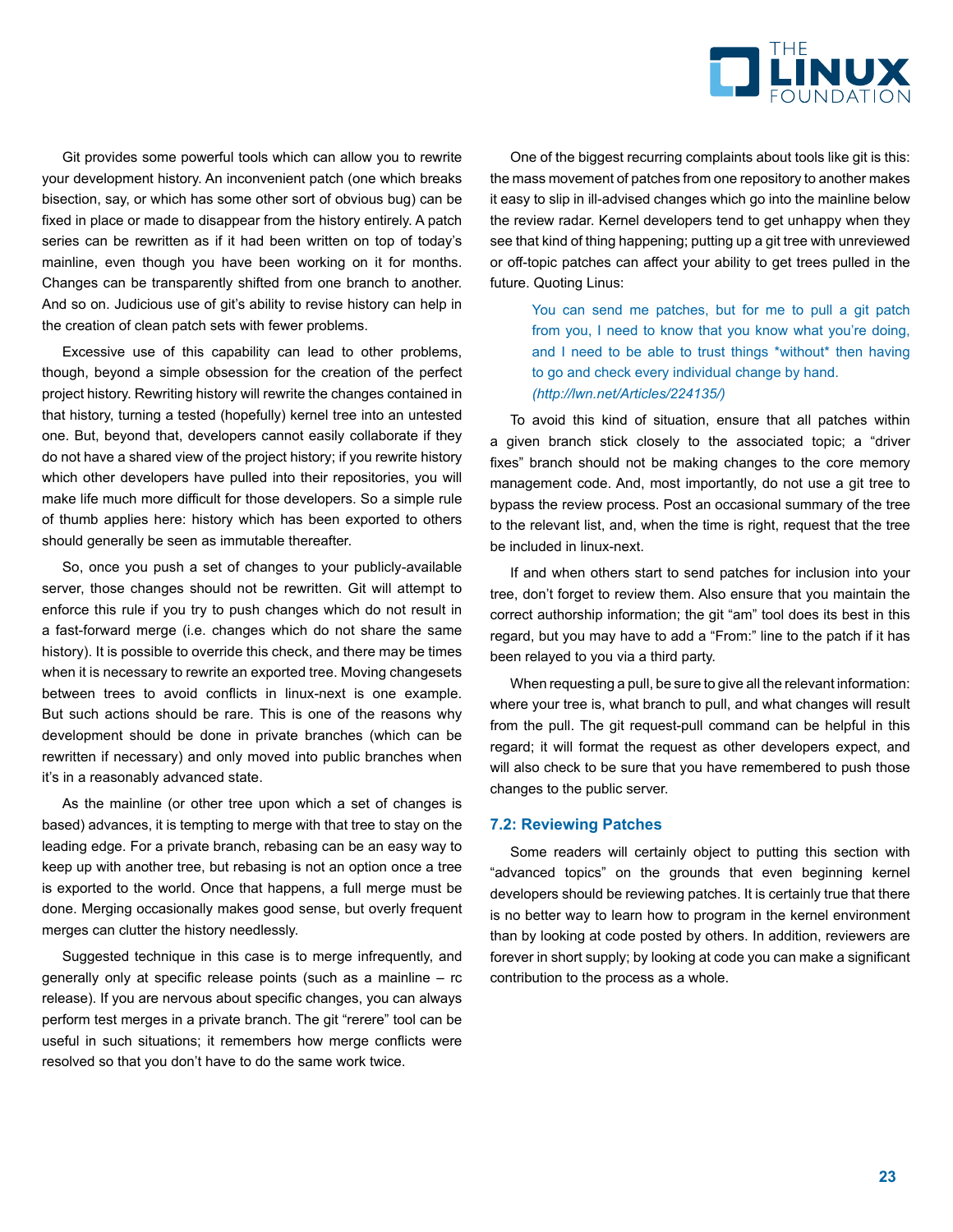Git provides some powerful tools which can allow you to rewrite your development history. An inconvenient patch (one which breaks bisection, say, or which has some other sort of obvious bug) can be fixed in place or made to disappear from the history entirely. A patch series can be rewritten as if it had been written on top of today's mainline, even though you have been working on it for months. Changes can be transparently shifted from one branch to another. And so on. Judicious use of git's ability to revise history can help in the creation of clean patch sets with fewer problems.

Excessive use of this capability can lead to other problems, though, beyond a simple obsession for the creation of the perfect project history. Rewriting history will rewrite the changes contained in that history, turning a tested (hopefully) kernel tree into an untested one. But, beyond that, developers cannot easily collaborate if they do not have a shared view of the project history; if you rewrite history which other developers have pulled into their repositories, you will make life much more difficult for those developers. So a simple rule of thumb applies here: history which has been exported to others should generally be seen as immutable thereafter.

So, once you push a set of changes to your publicly-available server, those changes should not be rewritten. Git will attempt to enforce this rule if you try to push changes which do not result in a fast-forward merge (i.e. changes which do not share the same history). It is possible to override this check, and there may be times when it is necessary to rewrite an exported tree. Moving changesets between trees to avoid conflicts in linux-next is one example. But such actions should be rare. This is one of the reasons why development should be done in private branches (which can be rewritten if necessary) and only moved into public branches when it's in a reasonably advanced state.

As the mainline (or other tree upon which a set of changes is based) advances, it is tempting to merge with that tree to stay on the leading edge. For a private branch, rebasing can be an easy way to keep up with another tree, but rebasing is not an option once a tree is exported to the world. Once that happens, a full merge must be done. Merging occasionally makes good sense, but overly frequent merges can clutter the history needlessly.

Suggested technique in this case is to merge infrequently, and generally only at specific release points (such as a mainline – rc release). If you are nervous about specific changes, you can always perform test merges in a private branch. The git "rerere" tool can be useful in such situations; it remembers how merge conflicts were resolved so that you don't have to do the same work twice.

One of the biggest recurring complaints about tools like git is this: the mass movement of patches from one repository to another makes it easy to slip in ill-advised changes which go into the mainline below the review radar. Kernel developers tend to get unhappy when they see that kind of thing happening; putting up a git tree with unreviewed or off-topic patches can affect your ability to get trees pulled in the future. Quoting Linus:

> You can send me patches, but for me to pull a git patch from you, I need to know that you know what you're doing, and I need to be able to trust things *without* then having to go and check every individual change by hand. *(http://lwn.net/Articles/224135/)*

To avoid this kind of situation, ensure that all patches within a given branch stick closely to the associated topic; a "driver fixes" branch should not be making changes to the core memory management code. And, most importantly, do not use a git tree to bypass the review process. Post an occasional summary of the tree to the relevant list, and, when the time is right, request that the tree be included in linux-next.

If and when others start to send patches for inclusion into your tree, don't forget to review them. Also ensure that you maintain the correct authorship information; the git "am" tool does its best in this regard, but you may have to add a "From:" line to the patch if it has been relayed to you via a third party.

When requesting a pull, be sure to give all the relevant information: where your tree is, what branch to pull, and what changes will result from the pull. The git request-pull command can be helpful in this regard; it will format the request as other developers expect, and will also check to be sure that you have remembered to push those changes to the public server.

### 7.2: Reviewing Patches

Some readers will certainly object to putting this section with "advanced topics" on the grounds that even beginning kernel developers should be reviewing patches. It is certainly true that there is no better way to learn how to program in the kernel environment than by looking at code posted by others. In addition, reviewers are forever in short supply; by looking at code you can make a significant contribution to the process as a whole.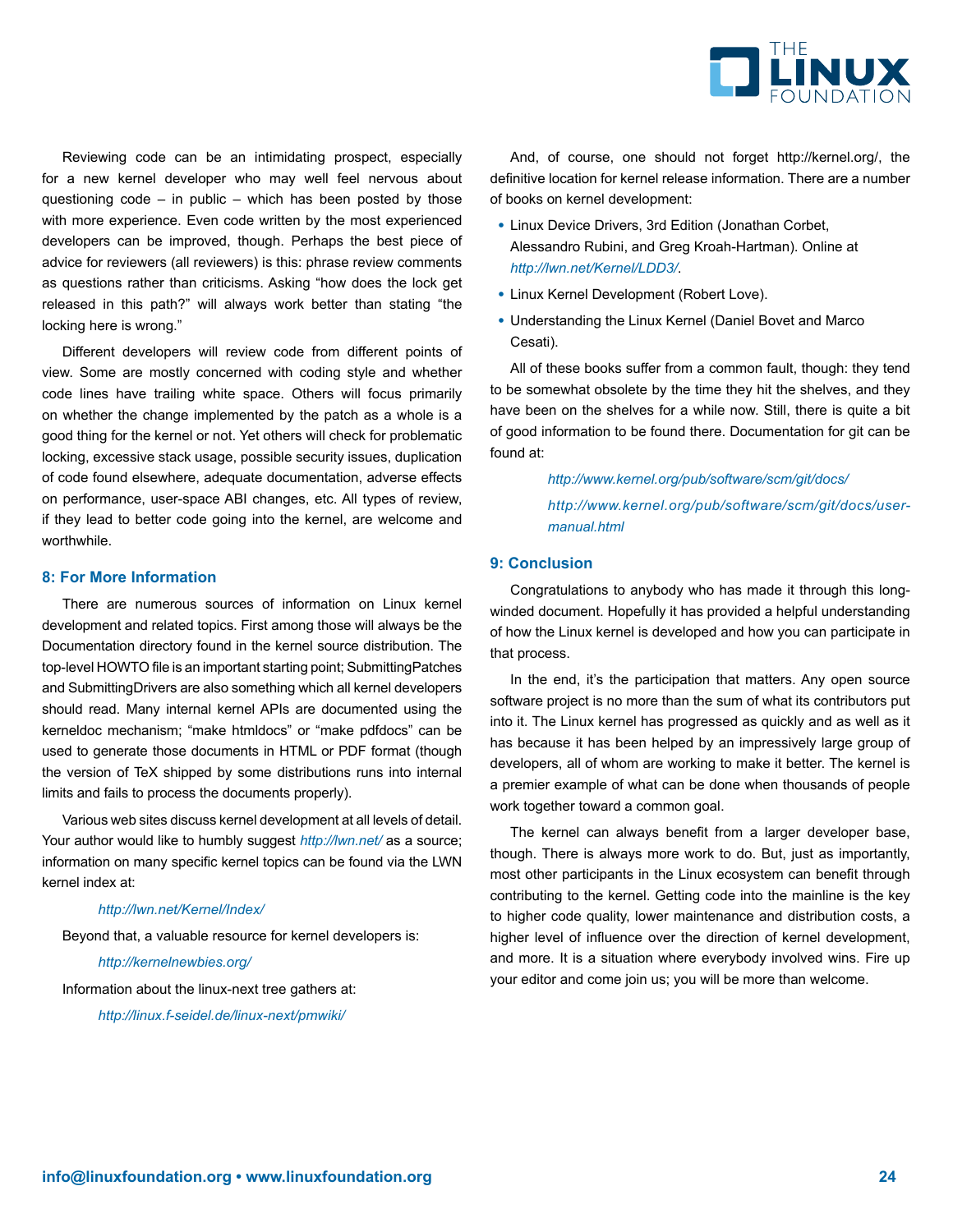Reviewing code can be an intimidating prospect, especially for a new kernel developer who may well feel nervous about questioning code – in public – which has been posted by those with more experience. Even code written by the most experienced developers can be improved, though. Perhaps the best piece of advice for reviewers (all reviewers) is this: phrase review comments as questions rather than criticisms. Asking "how does the lock get released in this path?" will always work better than stating "the locking here is wrong."

Different developers will review code from different points of view. Some are mostly concerned with coding style and whether code lines have trailing white space. Others will focus primarily on whether the change implemented by the patch as a whole is a good thing for the kernel or not. Yet others will check for problematic locking, excessive stack usage, possible security issues, duplication of code found elsewhere, adequate documentation, adverse effects on performance, user-space ABI changes, etc. All types of review, if they lead to better code going into the kernel, are welcome and worthwhile.

## 8: For More Information

There are numerous sources of information on Linux kernel development and related topics. First among those will always be the Documentation directory found in the kernel source distribution. The top-level HOWTO file is an important starting point; SubmittingPatches and SubmittingDrivers are also something which all kernel developers should read. Many internal kernel APIs are documented using the kerneldoc mechanism; "make htmldocs" or "make pdfdocs" can be used to generate those documents in HTML or PDF format (though the version of TeX shipped by some distributions runs into internal limits and fails to process the documents properly).

Various web sites discuss kernel development at all levels of detail. Your author would like to humbly suggest *http://lwn.net/* as a source; information on many specific kernel topics can be found via the LWN kernel index at:

*http://lwn.net/Kernel/Index/*

Beyond that, a valuable resource for kernel developers is:

*http://kernelnewbies.org/*

Information about the linux-next tree gathers at:

*http://linux.f-seidel.de/linux-next/pmwiki/*

And, of course, one should not forget http://kernel.org/, the definitive location for kernel release information. There are a number of books on kernel development:

- Linux Device Drivers, 3rd Edition (Jonathan Corbet, Alessandro Rubini, and Greg Kroah-Hartman). Online at *http://lwn.net/Kernel/LDD3/*.
- Linux Kernel Development (Robert Love).
- Understanding the Linux Kernel (Daniel Bovet and Marco Cesati).

All of these books suffer from a common fault, though: they tend to be somewhat obsolete by the time they hit the shelves, and they have been on the shelves for a while now. Still, there is quite a bit of good information to be found there. Documentation for git can be found at:

*http://www.kernel.org/pub/software/scm/git/docs/*

*http://www.kernel.org/pub/software/scm/git/docs/user-manual.html*

## 9: Conclusion

Congratulations to anybody who has made it through this long-winded document. Hopefully it has provided a helpful understanding of how the Linux kernel is developed and how you can participate in that process.

In the end, it's the participation that matters. Any open source software project is no more than the sum of what its contributors put into it. The Linux kernel has progressed as quickly and as well as it has because it has been helped by an impressively large group of developers, all of whom are working to make it better. The kernel is a premier example of what can be done when thousands of people work together toward a common goal.

The kernel can always benefit from a larger developer base, though. There is always more work to do. But, just as importantly, most other participants in the Linux ecosystem can benefit through contributing to the kernel. Getting code into the mainline is the key to higher code quality, lower maintenance and distribution costs, a higher level of influence over the direction of kernel development, and more. It is a situation where everybody involved wins. Fire up your editor and come join us; you will be more than welcome.